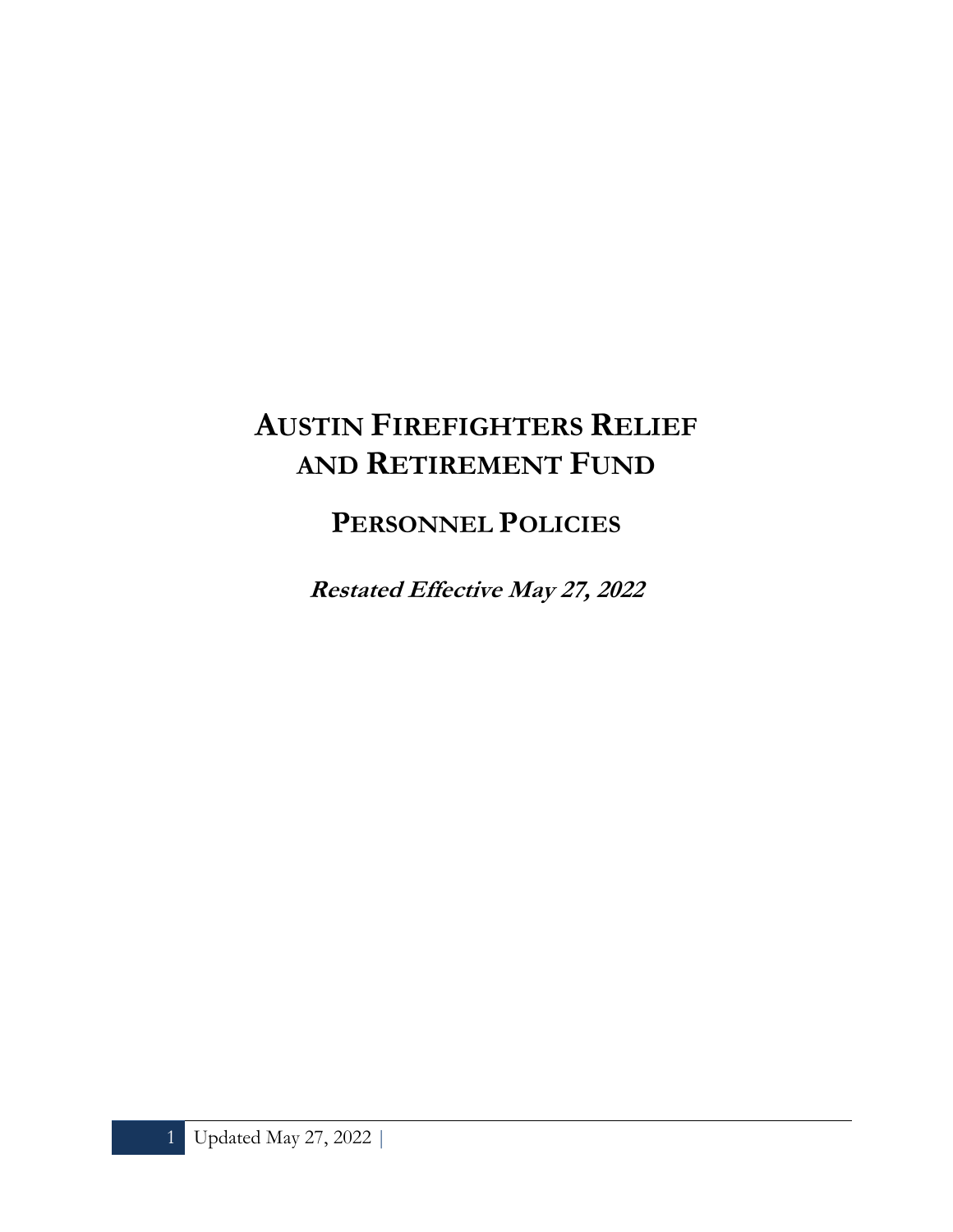# AUSTIN FIREFIGHTERS RELIEF AND RETIREMENT FUND

## PERSONNEL POLICIES

***Restated Effective May 27, 2022***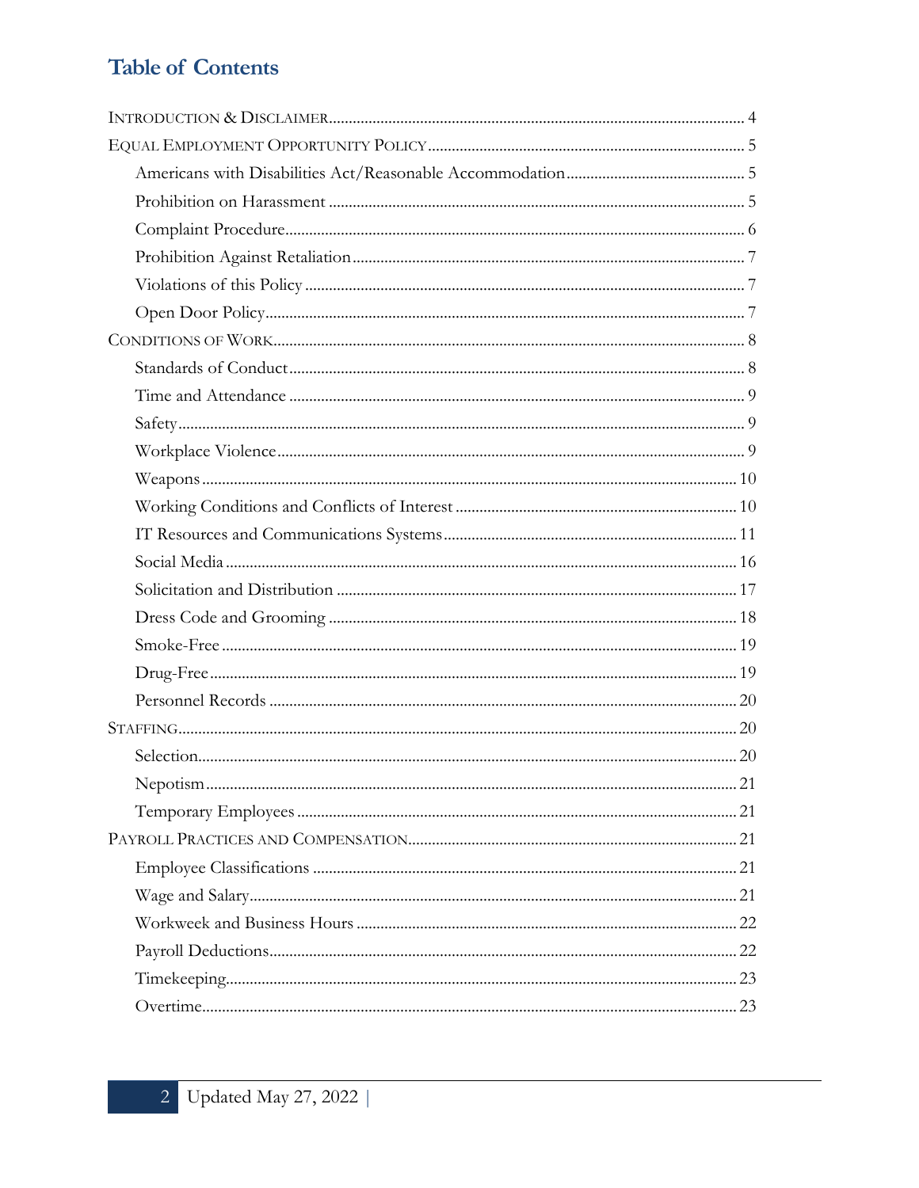# Table of Contents

- INTRODUCTION & DISCLAIMER .......... 4
- EQUAL EMPLOYMENT OPPORTUNITY POLICY .......... 5
  - Americans with Disabilities Act/Reasonable Accommodation .......... 5
  - Prohibition on Harassment .......... 5
  - Complaint Procedure .......... 6
  - Prohibition Against Retaliation .......... 7
  - Violations of this Policy .......... 7
  - Open Door Policy .......... 7
- CONDITIONS OF WORK .......... 8
  - Standards of Conduct .......... 8
  - Time and Attendance .......... 9
  - Safety .......... 9
  - Workplace Violence .......... 9
  - Weapons .......... 10
  - Working Conditions and Conflicts of Interest .......... 10
  - IT Resources and Communications Systems .......... 11
  - Social Media .......... 16
  - Solicitation and Distribution .......... 17
  - Dress Code and Grooming .......... 18
  - Smoke-Free .......... 19
  - Drug-Free .......... 19
  - Personnel Records .......... 20
- STAFFING .......... 20
  - Selection .......... 20
  - Nepotism .......... 21
  - Temporary Employees .......... 21
- PAYROLL PRACTICES AND COMPENSATION .......... 21
  - Employee Classifications .......... 21
  - Wage and Salary .......... 21
  - Workweek and Business Hours .......... 22
  - Payroll Deductions .......... 22
  - Timekeeping .......... 23
  - Overtime .......... 23

Updated May 27, 2022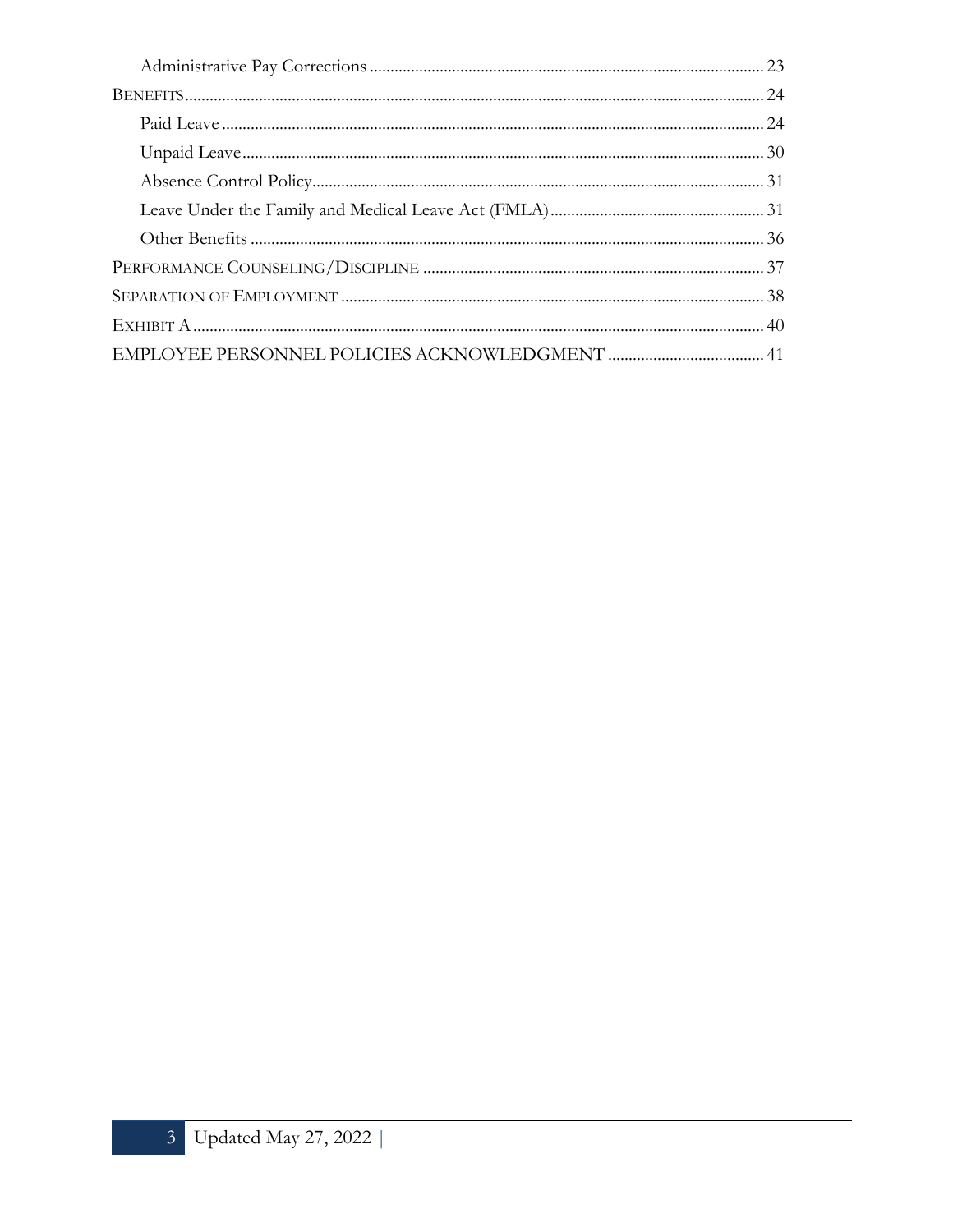- Administrative Pay Corrections ..... 23
- Benefits ..... 24
  - Paid Leave ..... 24
  - Unpaid Leave ..... 30
  - Absence Control Policy ..... 31
  - Leave Under the Family and Medical Leave Act (FMLA) ..... 31
  - Other Benefits ..... 36
- Performance Counseling/Discipline ..... 37
- Separation of Employment ..... 38
- Exhibit A ..... 40
- EMPLOYEE PERSONNEL POLICIES ACKNOWLEDGMENT ..... 41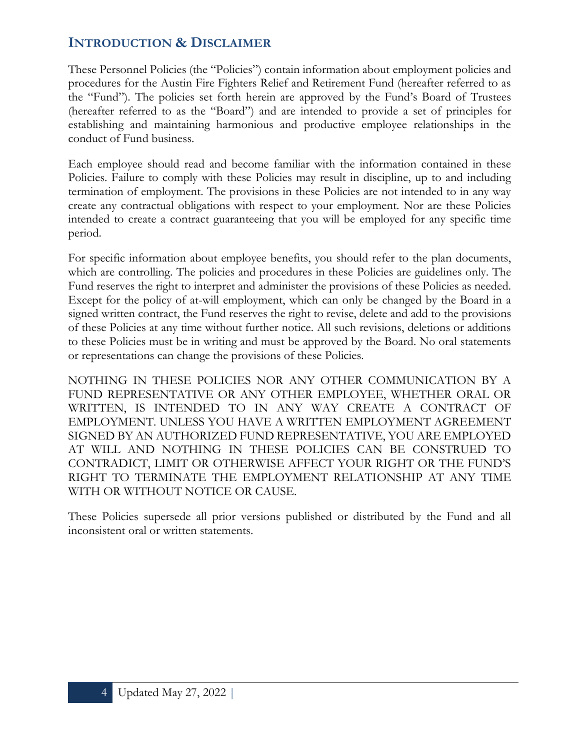## INTRODUCTION & DISCLAIMER

These Personnel Policies (the "Policies") contain information about employment policies and procedures for the Austin Fire Fighters Relief and Retirement Fund (hereafter referred to as the "Fund"). The policies set forth herein are approved by the Fund's Board of Trustees (hereafter referred to as the "Board") and are intended to provide a set of principles for establishing and maintaining harmonious and productive employee relationships in the conduct of Fund business.

Each employee should read and become familiar with the information contained in these Policies. Failure to comply with these Policies may result in discipline, up to and including termination of employment. The provisions in these Policies are not intended to in any way create any contractual obligations with respect to your employment. Nor are these Policies intended to create a contract guaranteeing that you will be employed for any specific time period.

For specific information about employee benefits, you should refer to the plan documents, which are controlling. The policies and procedures in these Policies are guidelines only. The Fund reserves the right to interpret and administer the provisions of these Policies as needed. Except for the policy of at-will employment, which can only be changed by the Board in a signed written contract, the Fund reserves the right to revise, delete and add to the provisions of these Policies at any time without further notice. All such revisions, deletions or additions to these Policies must be in writing and must be approved by the Board. No oral statements or representations can change the provisions of these Policies.

NOTHING IN THESE POLICIES NOR ANY OTHER COMMUNICATION BY A FUND REPRESENTATIVE OR ANY OTHER EMPLOYEE, WHETHER ORAL OR WRITTEN, IS INTENDED TO IN ANY WAY CREATE A CONTRACT OF EMPLOYMENT. UNLESS YOU HAVE A WRITTEN EMPLOYMENT AGREEMENT SIGNED BY AN AUTHORIZED FUND REPRESENTATIVE, YOU ARE EMPLOYED AT WILL AND NOTHING IN THESE POLICIES CAN BE CONSTRUED TO CONTRADICT, LIMIT OR OTHERWISE AFFECT YOUR RIGHT OR THE FUND'S RIGHT TO TERMINATE THE EMPLOYMENT RELATIONSHIP AT ANY TIME WITH OR WITHOUT NOTICE OR CAUSE.

These Policies supersede all prior versions published or distributed by the Fund and all inconsistent oral or written statements.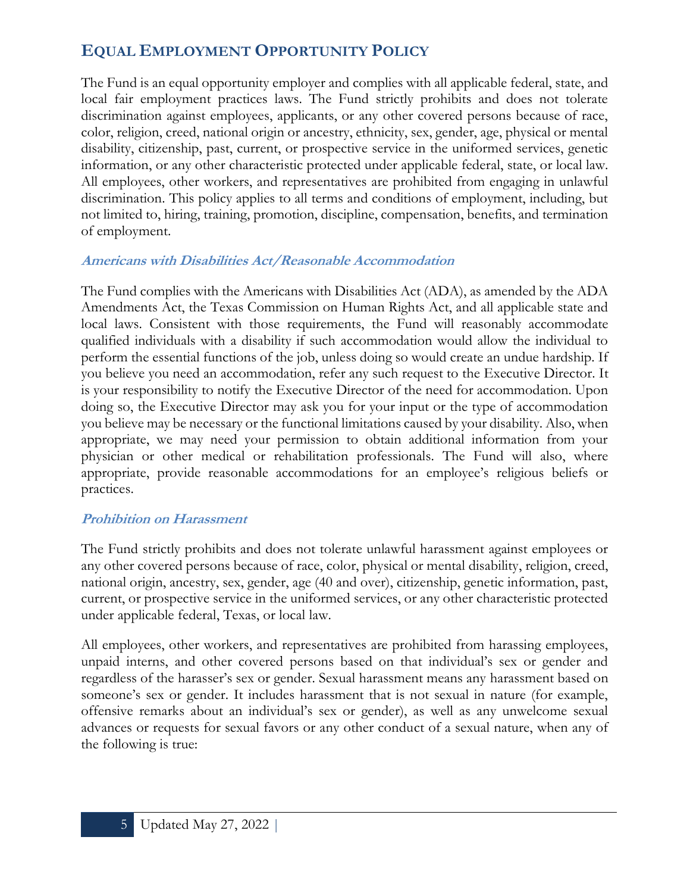## Equal Employment Opportunity Policy

The Fund is an equal opportunity employer and complies with all applicable federal, state, and local fair employment practices laws. The Fund strictly prohibits and does not tolerate discrimination against employees, applicants, or any other covered persons because of race, color, religion, creed, national origin or ancestry, ethnicity, sex, gender, age, physical or mental disability, citizenship, past, current, or prospective service in the uniformed services, genetic information, or any other characteristic protected under applicable federal, state, or local law. All employees, other workers, and representatives are prohibited from engaging in unlawful discrimination. This policy applies to all terms and conditions of employment, including, but not limited to, hiring, training, promotion, discipline, compensation, benefits, and termination of employment.

### *Americans with Disabilities Act/Reasonable Accommodation*

The Fund complies with the Americans with Disabilities Act (ADA), as amended by the ADA Amendments Act, the Texas Commission on Human Rights Act, and all applicable state and local laws. Consistent with those requirements, the Fund will reasonably accommodate qualified individuals with a disability if such accommodation would allow the individual to perform the essential functions of the job, unless doing so would create an undue hardship. If you believe you need an accommodation, refer any such request to the Executive Director. It is your responsibility to notify the Executive Director of the need for accommodation. Upon doing so, the Executive Director may ask you for your input or the type of accommodation you believe may be necessary or the functional limitations caused by your disability. Also, when appropriate, we may need your permission to obtain additional information from your physician or other medical or rehabilitation professionals. The Fund will also, where appropriate, provide reasonable accommodations for an employee's religious beliefs or practices.

### *Prohibition on Harassment*

The Fund strictly prohibits and does not tolerate unlawful harassment against employees or any other covered persons because of race, color, physical or mental disability, religion, creed, national origin, ancestry, sex, gender, age (40 and over), citizenship, genetic information, past, current, or prospective service in the uniformed services, or any other characteristic protected under applicable federal, Texas, or local law.

All employees, other workers, and representatives are prohibited from harassing employees, unpaid interns, and other covered persons based on that individual's sex or gender and regardless of the harasser's sex or gender. Sexual harassment means any harassment based on someone's sex or gender. It includes harassment that is not sexual in nature (for example, offensive remarks about an individual's sex or gender), as well as any unwelcome sexual advances or requests for sexual favors or any other conduct of a sexual nature, when any of the following is true: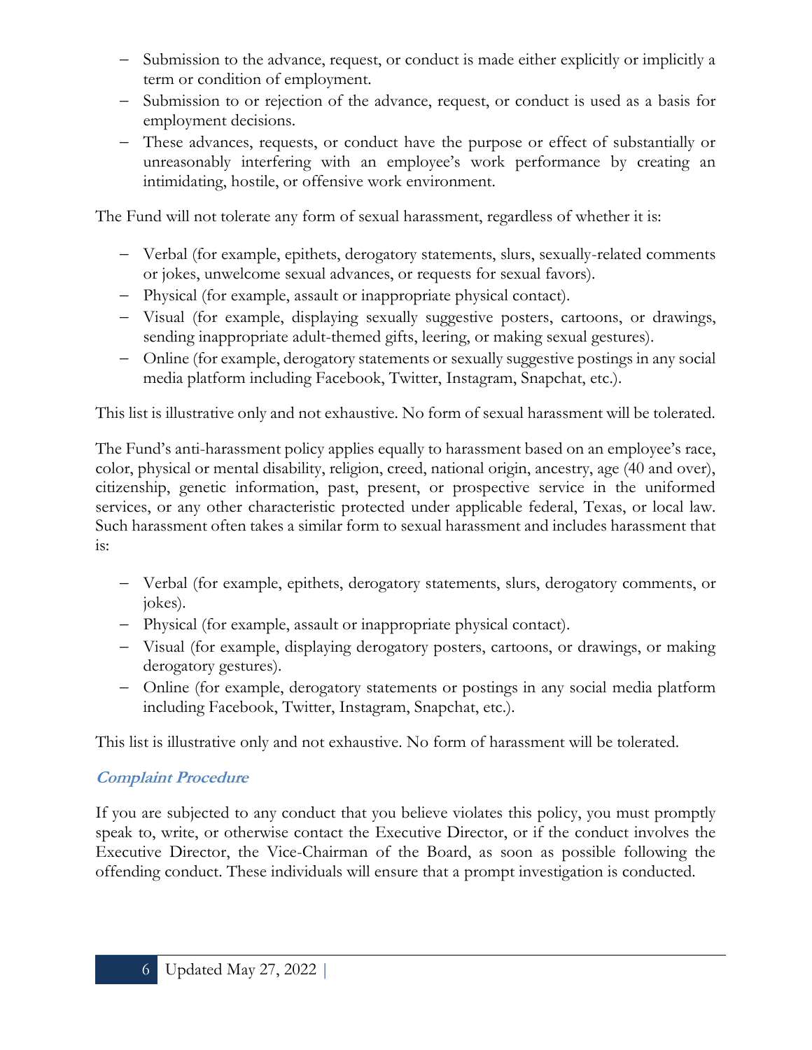- Submission to the advance, request, or conduct is made either explicitly or implicitly a term or condition of employment.
- Submission to or rejection of the advance, request, or conduct is used as a basis for employment decisions.
- These advances, requests, or conduct have the purpose or effect of substantially or unreasonably interfering with an employee's work performance by creating an intimidating, hostile, or offensive work environment.

The Fund will not tolerate any form of sexual harassment, regardless of whether it is:

- Verbal (for example, epithets, derogatory statements, slurs, sexually-related comments or jokes, unwelcome sexual advances, or requests for sexual favors).
- Physical (for example, assault or inappropriate physical contact).
- Visual (for example, displaying sexually suggestive posters, cartoons, or drawings, sending inappropriate adult-themed gifts, leering, or making sexual gestures).
- Online (for example, derogatory statements or sexually suggestive postings in any social media platform including Facebook, Twitter, Instagram, Snapchat, etc.).

This list is illustrative only and not exhaustive. No form of sexual harassment will be tolerated.

The Fund's anti-harassment policy applies equally to harassment based on an employee's race, color, physical or mental disability, religion, creed, national origin, ancestry, age (40 and over), citizenship, genetic information, past, present, or prospective service in the uniformed services, or any other characteristic protected under applicable federal, Texas, or local law. Such harassment often takes a similar form to sexual harassment and includes harassment that is:

- Verbal (for example, epithets, derogatory statements, slurs, derogatory comments, or jokes).
- Physical (for example, assault or inappropriate physical contact).
- Visual (for example, displaying derogatory posters, cartoons, or drawings, or making derogatory gestures).
- Online (for example, derogatory statements or postings in any social media platform including Facebook, Twitter, Instagram, Snapchat, etc.).

This list is illustrative only and not exhaustive. No form of harassment will be tolerated.

### *Complaint Procedure*

If you are subjected to any conduct that you believe violates this policy, you must promptly speak to, write, or otherwise contact the Executive Director, or if the conduct involves the Executive Director, the Vice-Chairman of the Board, as soon as possible following the offending conduct. These individuals will ensure that a prompt investigation is conducted.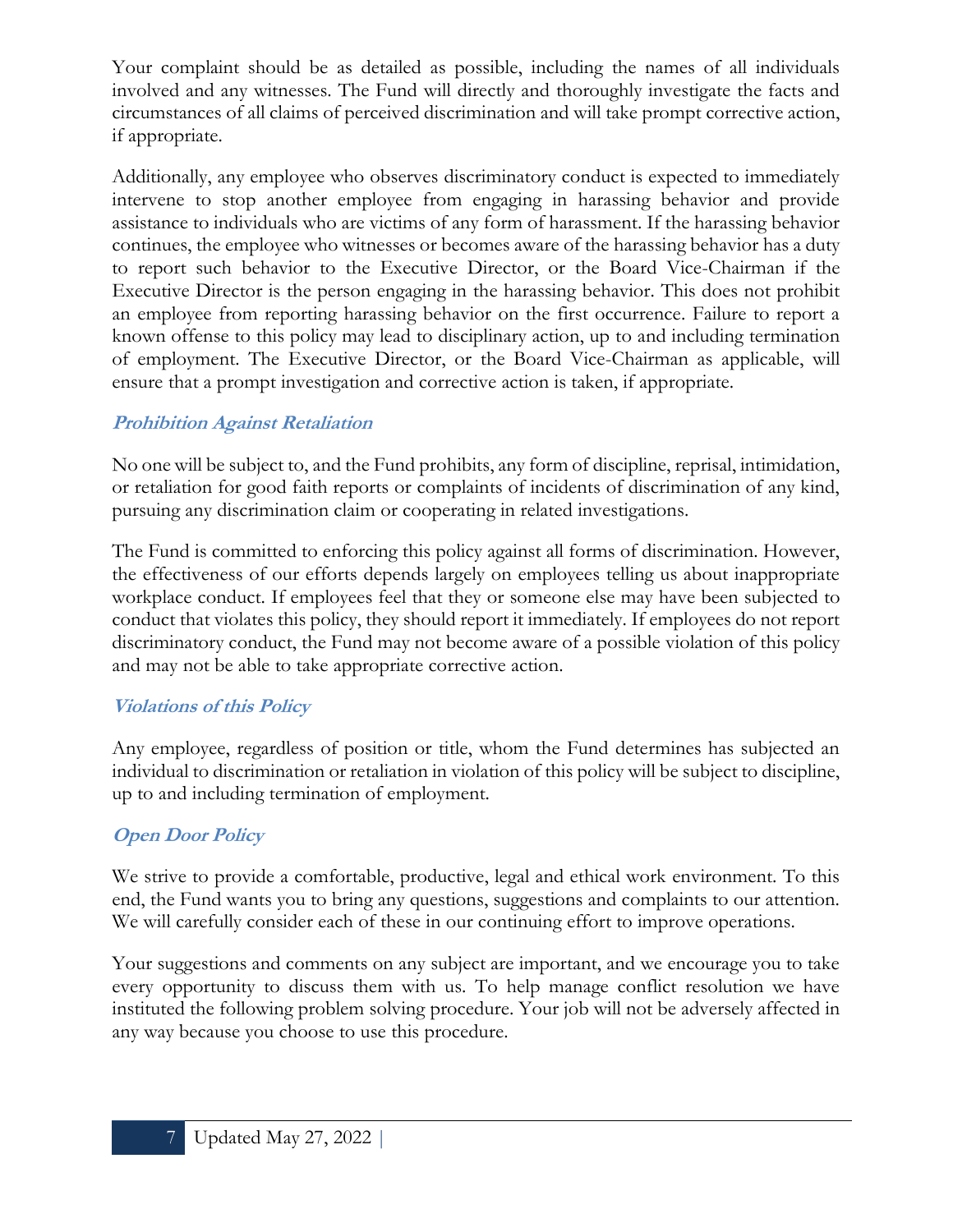Your complaint should be as detailed as possible, including the names of all individuals involved and any witnesses. The Fund will directly and thoroughly investigate the facts and circumstances of all claims of perceived discrimination and will take prompt corrective action, if appropriate.

Additionally, any employee who observes discriminatory conduct is expected to immediately intervene to stop another employee from engaging in harassing behavior and provide assistance to individuals who are victims of any form of harassment. If the harassing behavior continues, the employee who witnesses or becomes aware of the harassing behavior has a duty to report such behavior to the Executive Director, or the Board Vice-Chairman if the Executive Director is the person engaging in the harassing behavior. This does not prohibit an employee from reporting harassing behavior on the first occurrence. Failure to report a known offense to this policy may lead to disciplinary action, up to and including termination of employment. The Executive Director, or the Board Vice-Chairman as applicable, will ensure that a prompt investigation and corrective action is taken, if appropriate.

### *Prohibition Against Retaliation*

No one will be subject to, and the Fund prohibits, any form of discipline, reprisal, intimidation, or retaliation for good faith reports or complaints of incidents of discrimination of any kind, pursuing any discrimination claim or cooperating in related investigations.

The Fund is committed to enforcing this policy against all forms of discrimination. However, the effectiveness of our efforts depends largely on employees telling us about inappropriate workplace conduct. If employees feel that they or someone else may have been subjected to conduct that violates this policy, they should report it immediately. If employees do not report discriminatory conduct, the Fund may not become aware of a possible violation of this policy and may not be able to take appropriate corrective action.

### *Violations of this Policy*

Any employee, regardless of position or title, whom the Fund determines has subjected an individual to discrimination or retaliation in violation of this policy will be subject to discipline, up to and including termination of employment.

### *Open Door Policy*

We strive to provide a comfortable, productive, legal and ethical work environment. To this end, the Fund wants you to bring any questions, suggestions and complaints to our attention. We will carefully consider each of these in our continuing effort to improve operations.

Your suggestions and comments on any subject are important, and we encourage you to take every opportunity to discuss them with us. To help manage conflict resolution we have instituted the following problem solving procedure. Your job will not be adversely affected in any way because you choose to use this procedure.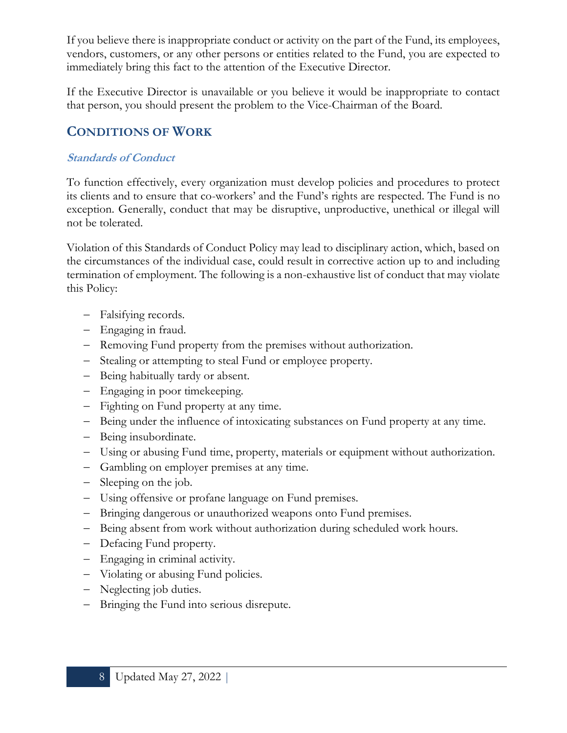If you believe there is inappropriate conduct or activity on the part of the Fund, its employees, vendors, customers, or any other persons or entities related to the Fund, you are expected to immediately bring this fact to the attention of the Executive Director.

If the Executive Director is unavailable or you believe it would be inappropriate to contact that person, you should present the problem to the Vice-Chairman of the Board.

## Conditions of Work

### *Standards of Conduct*

To function effectively, every organization must develop policies and procedures to protect its clients and to ensure that co-workers' and the Fund's rights are respected. The Fund is no exception. Generally, conduct that may be disruptive, unproductive, unethical or illegal will not be tolerated.

Violation of this Standards of Conduct Policy may lead to disciplinary action, which, based on the circumstances of the individual case, could result in corrective action up to and including termination of employment. The following is a non-exhaustive list of conduct that may violate this Policy:

- Falsifying records.
- Engaging in fraud.
- Removing Fund property from the premises without authorization.
- Stealing or attempting to steal Fund or employee property.
- Being habitually tardy or absent.
- Engaging in poor timekeeping.
- Fighting on Fund property at any time.
- Being under the influence of intoxicating substances on Fund property at any time.
- Being insubordinate.
- Using or abusing Fund time, property, materials or equipment without authorization.
- Gambling on employer premises at any time.
- Sleeping on the job.
- Using offensive or profane language on Fund premises.
- Bringing dangerous or unauthorized weapons onto Fund premises.
- Being absent from work without authorization during scheduled work hours.
- Defacing Fund property.
- Engaging in criminal activity.
- Violating or abusing Fund policies.
- Neglecting job duties.
- Bringing the Fund into serious disrepute.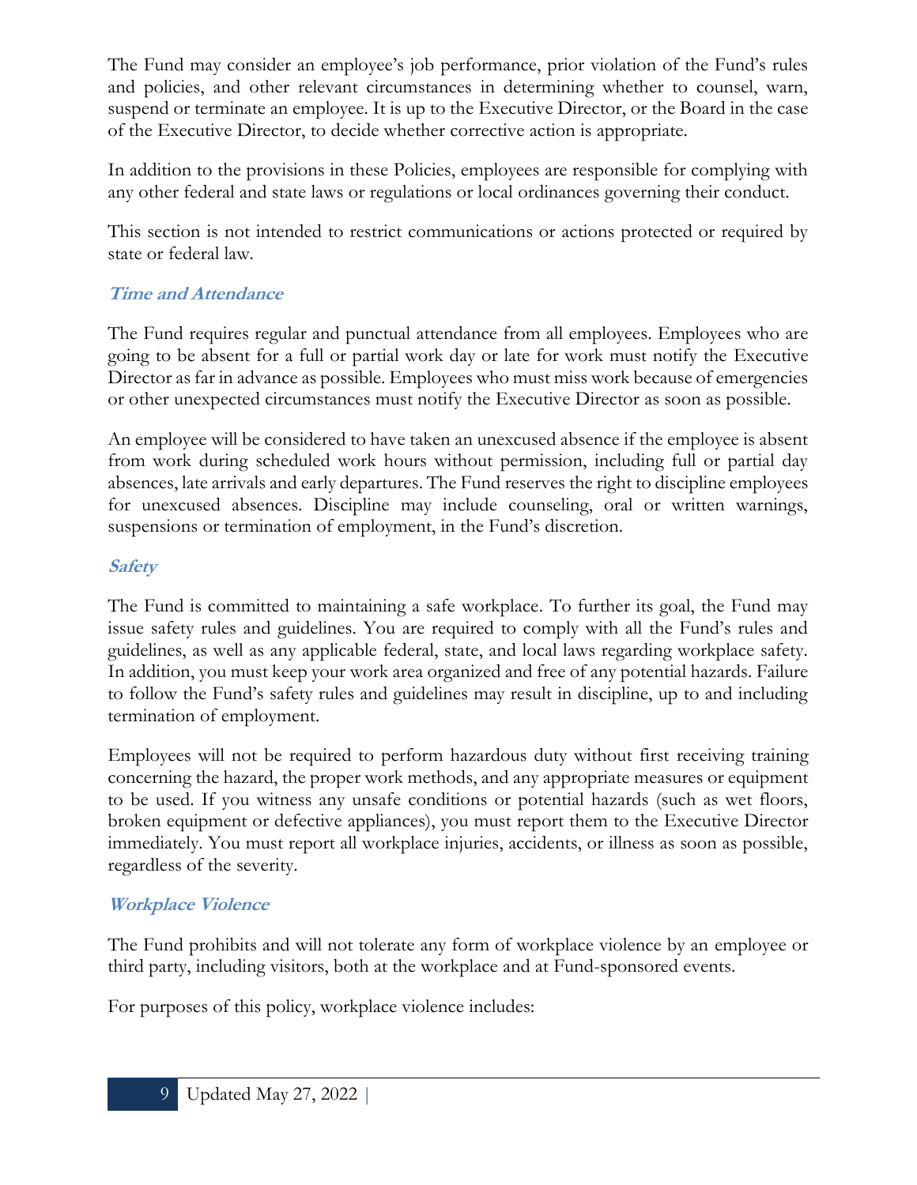The Fund may consider an employee's job performance, prior violation of the Fund's rules and policies, and other relevant circumstances in determining whether to counsel, warn, suspend or terminate an employee. It is up to the Executive Director, or the Board in the case of the Executive Director, to decide whether corrective action is appropriate.

In addition to the provisions in these Policies, employees are responsible for complying with any other federal and state laws or regulations or local ordinances governing their conduct.

This section is not intended to restrict communications or actions protected or required by state or federal law.

### *Time and Attendance*

The Fund requires regular and punctual attendance from all employees. Employees who are going to be absent for a full or partial work day or late for work must notify the Executive Director as far in advance as possible. Employees who must miss work because of emergencies or other unexpected circumstances must notify the Executive Director as soon as possible.

An employee will be considered to have taken an unexcused absence if the employee is absent from work during scheduled work hours without permission, including full or partial day absences, late arrivals and early departures. The Fund reserves the right to discipline employees for unexcused absences. Discipline may include counseling, oral or written warnings, suspensions or termination of employment, in the Fund's discretion.

### *Safety*

The Fund is committed to maintaining a safe workplace. To further its goal, the Fund may issue safety rules and guidelines. You are required to comply with all the Fund's rules and guidelines, as well as any applicable federal, state, and local laws regarding workplace safety. In addition, you must keep your work area organized and free of any potential hazards. Failure to follow the Fund's safety rules and guidelines may result in discipline, up to and including termination of employment.

Employees will not be required to perform hazardous duty without first receiving training concerning the hazard, the proper work methods, and any appropriate measures or equipment to be used. If you witness any unsafe conditions or potential hazards (such as wet floors, broken equipment or defective appliances), you must report them to the Executive Director immediately. You must report all workplace injuries, accidents, or illness as soon as possible, regardless of the severity.

### *Workplace Violence*

The Fund prohibits and will not tolerate any form of workplace violence by an employee or third party, including visitors, both at the workplace and at Fund-sponsored events.

For purposes of this policy, workplace violence includes: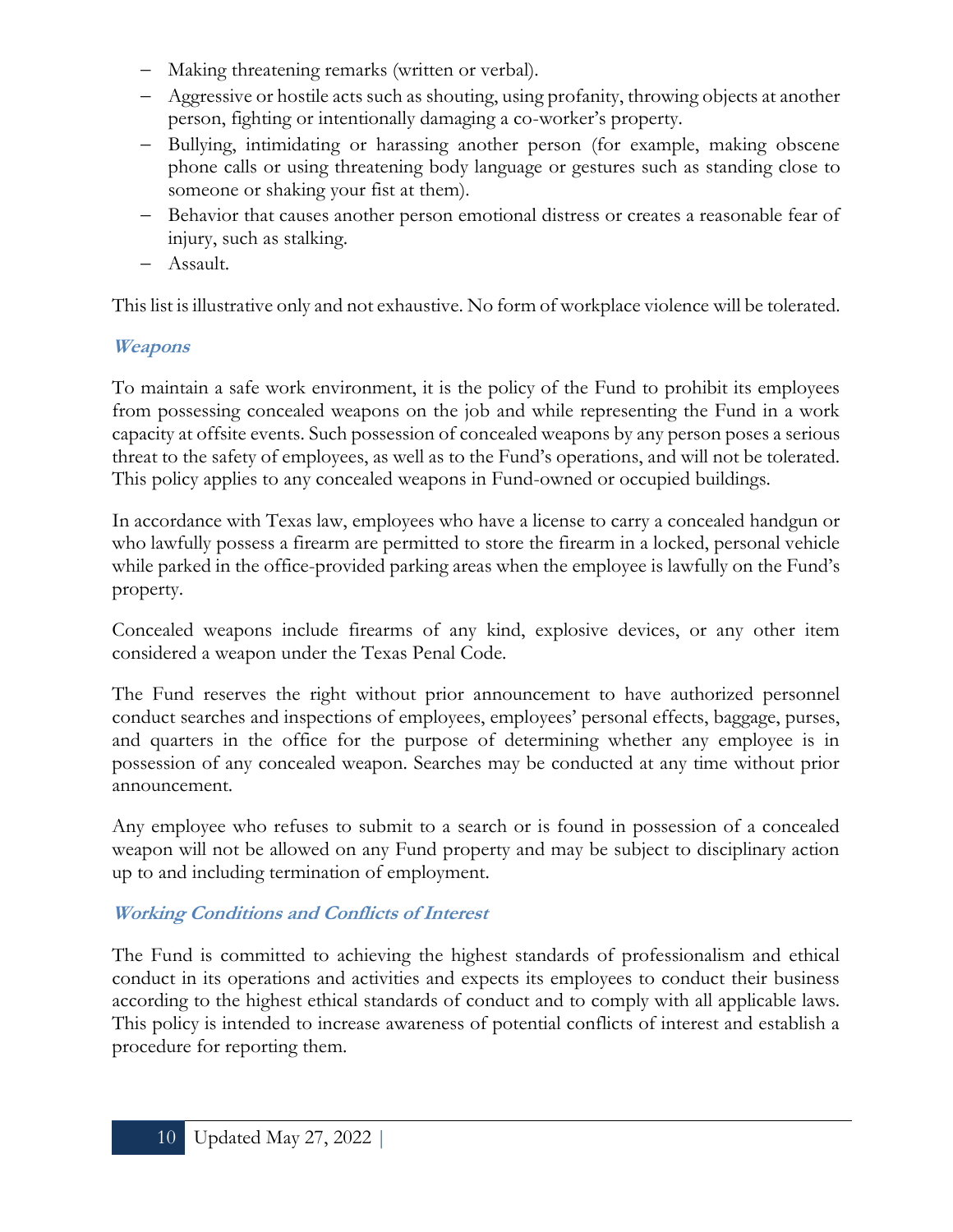- Making threatening remarks (written or verbal).
- Aggressive or hostile acts such as shouting, using profanity, throwing objects at another person, fighting or intentionally damaging a co-worker's property.
- Bullying, intimidating or harassing another person (for example, making obscene phone calls or using threatening body language or gestures such as standing close to someone or shaking your fist at them).
- Behavior that causes another person emotional distress or creates a reasonable fear of injury, such as stalking.
- Assault.

This list is illustrative only and not exhaustive. No form of workplace violence will be tolerated.

### *Weapons*

To maintain a safe work environment, it is the policy of the Fund to prohibit its employees from possessing concealed weapons on the job and while representing the Fund in a work capacity at offsite events. Such possession of concealed weapons by any person poses a serious threat to the safety of employees, as well as to the Fund's operations, and will not be tolerated. This policy applies to any concealed weapons in Fund-owned or occupied buildings.

In accordance with Texas law, employees who have a license to carry a concealed handgun or who lawfully possess a firearm are permitted to store the firearm in a locked, personal vehicle while parked in the office-provided parking areas when the employee is lawfully on the Fund's property.

Concealed weapons include firearms of any kind, explosive devices, or any other item considered a weapon under the Texas Penal Code.

The Fund reserves the right without prior announcement to have authorized personnel conduct searches and inspections of employees, employees' personal effects, baggage, purses, and quarters in the office for the purpose of determining whether any employee is in possession of any concealed weapon. Searches may be conducted at any time without prior announcement.

Any employee who refuses to submit to a search or is found in possession of a concealed weapon will not be allowed on any Fund property and may be subject to disciplinary action up to and including termination of employment.

### *Working Conditions and Conflicts of Interest*

The Fund is committed to achieving the highest standards of professionalism and ethical conduct in its operations and activities and expects its employees to conduct their business according to the highest ethical standards of conduct and to comply with all applicable laws. This policy is intended to increase awareness of potential conflicts of interest and establish a procedure for reporting them.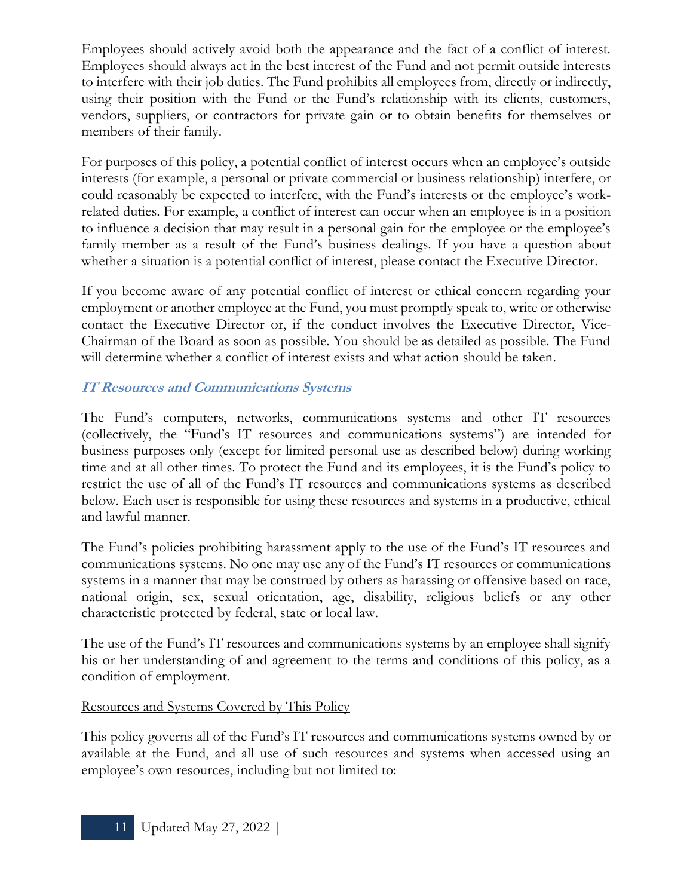Employees should actively avoid both the appearance and the fact of a conflict of interest. Employees should always act in the best interest of the Fund and not permit outside interests to interfere with their job duties. The Fund prohibits all employees from, directly or indirectly, using their position with the Fund or the Fund's relationship with its clients, customers, vendors, suppliers, or contractors for private gain or to obtain benefits for themselves or members of their family.

For purposes of this policy, a potential conflict of interest occurs when an employee's outside interests (for example, a personal or private commercial or business relationship) interfere, or could reasonably be expected to interfere, with the Fund's interests or the employee's work-related duties. For example, a conflict of interest can occur when an employee is in a position to influence a decision that may result in a personal gain for the employee or the employee's family member as a result of the Fund's business dealings. If you have a question about whether a situation is a potential conflict of interest, please contact the Executive Director.

If you become aware of any potential conflict of interest or ethical concern regarding your employment or another employee at the Fund, you must promptly speak to, write or otherwise contact the Executive Director or, if the conduct involves the Executive Director, Vice-Chairman of the Board as soon as possible. You should be as detailed as possible. The Fund will determine whether a conflict of interest exists and what action should be taken.

### *IT Resources and Communications Systems*

The Fund's computers, networks, communications systems and other IT resources (collectively, the "Fund's IT resources and communications systems") are intended for business purposes only (except for limited personal use as described below) during working time and at all other times. To protect the Fund and its employees, it is the Fund's policy to restrict the use of all of the Fund's IT resources and communications systems as described below. Each user is responsible for using these resources and systems in a productive, ethical and lawful manner.

The Fund's policies prohibiting harassment apply to the use of the Fund's IT resources and communications systems. No one may use any of the Fund's IT resources or communications systems in a manner that may be construed by others as harassing or offensive based on race, national origin, sex, sexual orientation, age, disability, religious beliefs or any other characteristic protected by federal, state or local law.

The use of the Fund's IT resources and communications systems by an employee shall signify his or her understanding of and agreement to the terms and conditions of this policy, as a condition of employment.

<u>Resources and Systems Covered by This Policy</u>

This policy governs all of the Fund's IT resources and communications systems owned by or available at the Fund, and all use of such resources and systems when accessed using an employee's own resources, including but not limited to: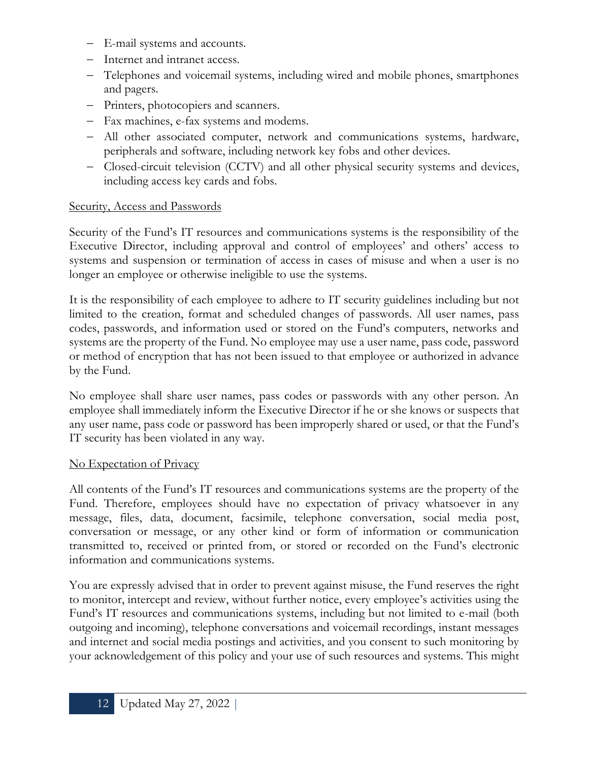- E-mail systems and accounts.
- Internet and intranet access.
- Telephones and voicemail systems, including wired and mobile phones, smartphones and pagers.
- Printers, photocopiers and scanners.
- Fax machines, e-fax systems and modems.
- All other associated computer, network and communications systems, hardware, peripherals and software, including network key fobs and other devices.
- Closed-circuit television (CCTV) and all other physical security systems and devices, including access key cards and fobs.

<u>Security, Access and Passwords</u>

Security of the Fund's IT resources and communications systems is the responsibility of the Executive Director, including approval and control of employees' and others' access to systems and suspension or termination of access in cases of misuse and when a user is no longer an employee or otherwise ineligible to use the systems.

It is the responsibility of each employee to adhere to IT security guidelines including but not limited to the creation, format and scheduled changes of passwords. All user names, pass codes, passwords, and information used or stored on the Fund's computers, networks and systems are the property of the Fund. No employee may use a user name, pass code, password or method of encryption that has not been issued to that employee or authorized in advance by the Fund.

No employee shall share user names, pass codes or passwords with any other person. An employee shall immediately inform the Executive Director if he or she knows or suspects that any user name, pass code or password has been improperly shared or used, or that the Fund's IT security has been violated in any way.

<u>No Expectation of Privacy</u>

All contents of the Fund's IT resources and communications systems are the property of the Fund. Therefore, employees should have no expectation of privacy whatsoever in any message, files, data, document, facsimile, telephone conversation, social media post, conversation or message, or any other kind or form of information or communication transmitted to, received or printed from, or stored or recorded on the Fund's electronic information and communications systems.

You are expressly advised that in order to prevent against misuse, the Fund reserves the right to monitor, intercept and review, without further notice, every employee's activities using the Fund's IT resources and communications systems, including but not limited to e-mail (both outgoing and incoming), telephone conversations and voicemail recordings, instant messages and internet and social media postings and activities, and you consent to such monitoring by your acknowledgement of this policy and your use of such resources and systems. This might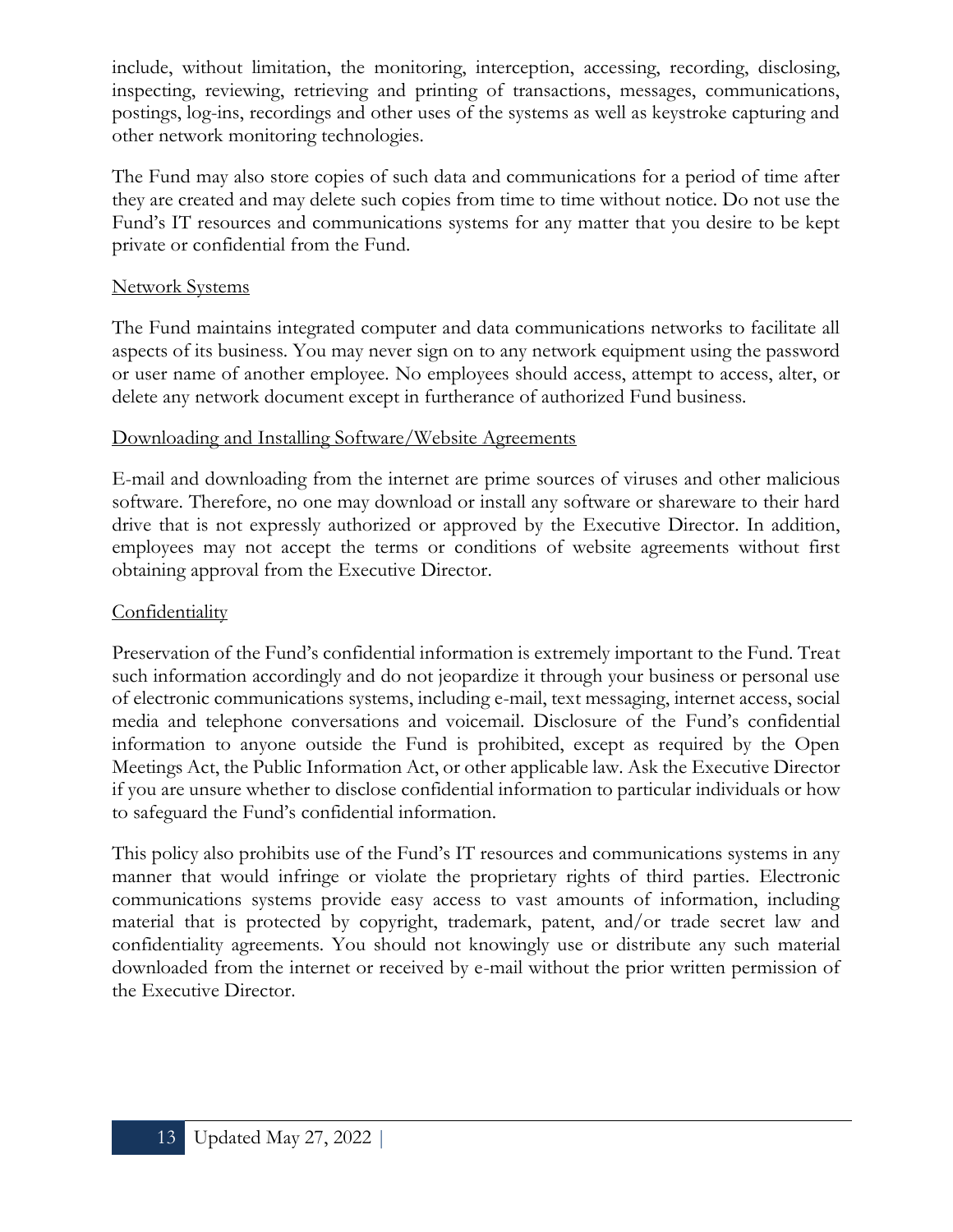include, without limitation, the monitoring, interception, accessing, recording, disclosing, inspecting, reviewing, retrieving and printing of transactions, messages, communications, postings, log-ins, recordings and other uses of the systems as well as keystroke capturing and other network monitoring technologies.

The Fund may also store copies of such data and communications for a period of time after they are created and may delete such copies from time to time without notice. Do not use the Fund's IT resources and communications systems for any matter that you desire to be kept private or confidential from the Fund.

Network Systems

The Fund maintains integrated computer and data communications networks to facilitate all aspects of its business. You may never sign on to any network equipment using the password or user name of another employee. No employees should access, attempt to access, alter, or delete any network document except in furtherance of authorized Fund business.

Downloading and Installing Software/Website Agreements

E-mail and downloading from the internet are prime sources of viruses and other malicious software. Therefore, no one may download or install any software or shareware to their hard drive that is not expressly authorized or approved by the Executive Director. In addition, employees may not accept the terms or conditions of website agreements without first obtaining approval from the Executive Director.

Confidentiality

Preservation of the Fund's confidential information is extremely important to the Fund. Treat such information accordingly and do not jeopardize it through your business or personal use of electronic communications systems, including e-mail, text messaging, internet access, social media and telephone conversations and voicemail. Disclosure of the Fund's confidential information to anyone outside the Fund is prohibited, except as required by the Open Meetings Act, the Public Information Act, or other applicable law. Ask the Executive Director if you are unsure whether to disclose confidential information to particular individuals or how to safeguard the Fund's confidential information.

This policy also prohibits use of the Fund's IT resources and communications systems in any manner that would infringe or violate the proprietary rights of third parties. Electronic communications systems provide easy access to vast amounts of information, including material that is protected by copyright, trademark, patent, and/or trade secret law and confidentiality agreements. You should not knowingly use or distribute any such material downloaded from the internet or received by e-mail without the prior written permission of the Executive Director.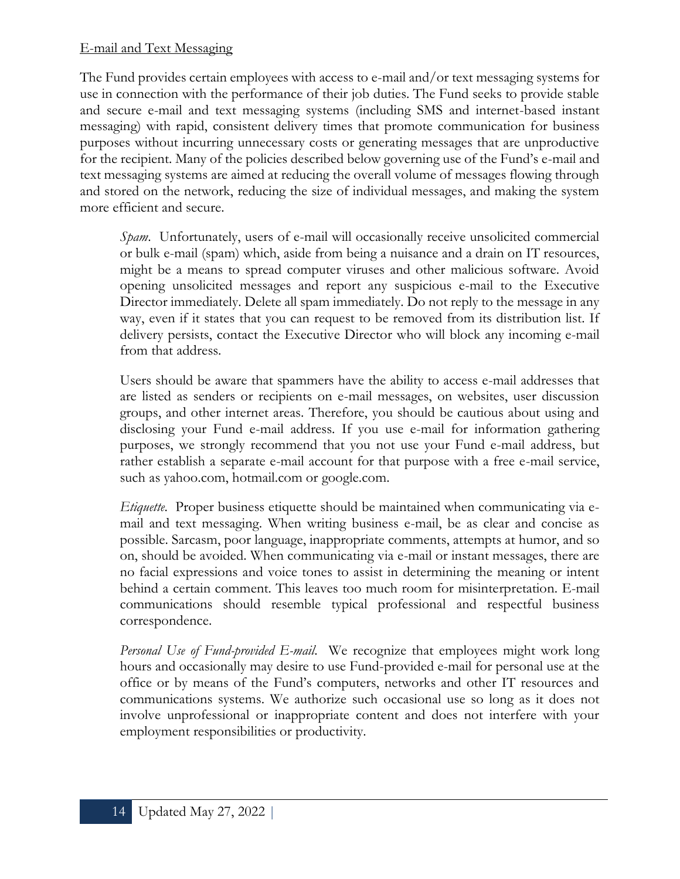E-mail and Text Messaging

The Fund provides certain employees with access to e-mail and/or text messaging systems for use in connection with the performance of their job duties. The Fund seeks to provide stable and secure e-mail and text messaging systems (including SMS and internet-based instant messaging) with rapid, consistent delivery times that promote communication for business purposes without incurring unnecessary costs or generating messages that are unproductive for the recipient. Many of the policies described below governing use of the Fund's e-mail and text messaging systems are aimed at reducing the overall volume of messages flowing through and stored on the network, reducing the size of individual messages, and making the system more efficient and secure.

*Spam*. Unfortunately, users of e-mail will occasionally receive unsolicited commercial or bulk e-mail (spam) which, aside from being a nuisance and a drain on IT resources, might be a means to spread computer viruses and other malicious software. Avoid opening unsolicited messages and report any suspicious e-mail to the Executive Director immediately. Delete all spam immediately. Do not reply to the message in any way, even if it states that you can request to be removed from its distribution list. If delivery persists, contact the Executive Director who will block any incoming e-mail from that address.

Users should be aware that spammers have the ability to access e-mail addresses that are listed as senders or recipients on e-mail messages, on websites, user discussion groups, and other internet areas. Therefore, you should be cautious about using and disclosing your Fund e-mail address. If you use e-mail for information gathering purposes, we strongly recommend that you not use your Fund e-mail address, but rather establish a separate e-mail account for that purpose with a free e-mail service, such as yahoo.com, hotmail.com or google.com.

*Etiquette*. Proper business etiquette should be maintained when communicating via e-mail and text messaging. When writing business e-mail, be as clear and concise as possible. Sarcasm, poor language, inappropriate comments, attempts at humor, and so on, should be avoided. When communicating via e-mail or instant messages, there are no facial expressions and voice tones to assist in determining the meaning or intent behind a certain comment. This leaves too much room for misinterpretation. E-mail communications should resemble typical professional and respectful business correspondence.

*Personal Use of Fund-provided E-mail*. We recognize that employees might work long hours and occasionally may desire to use Fund-provided e-mail for personal use at the office or by means of the Fund's computers, networks and other IT resources and communications systems. We authorize such occasional use so long as it does not involve unprofessional or inappropriate content and does not interfere with your employment responsibilities or productivity.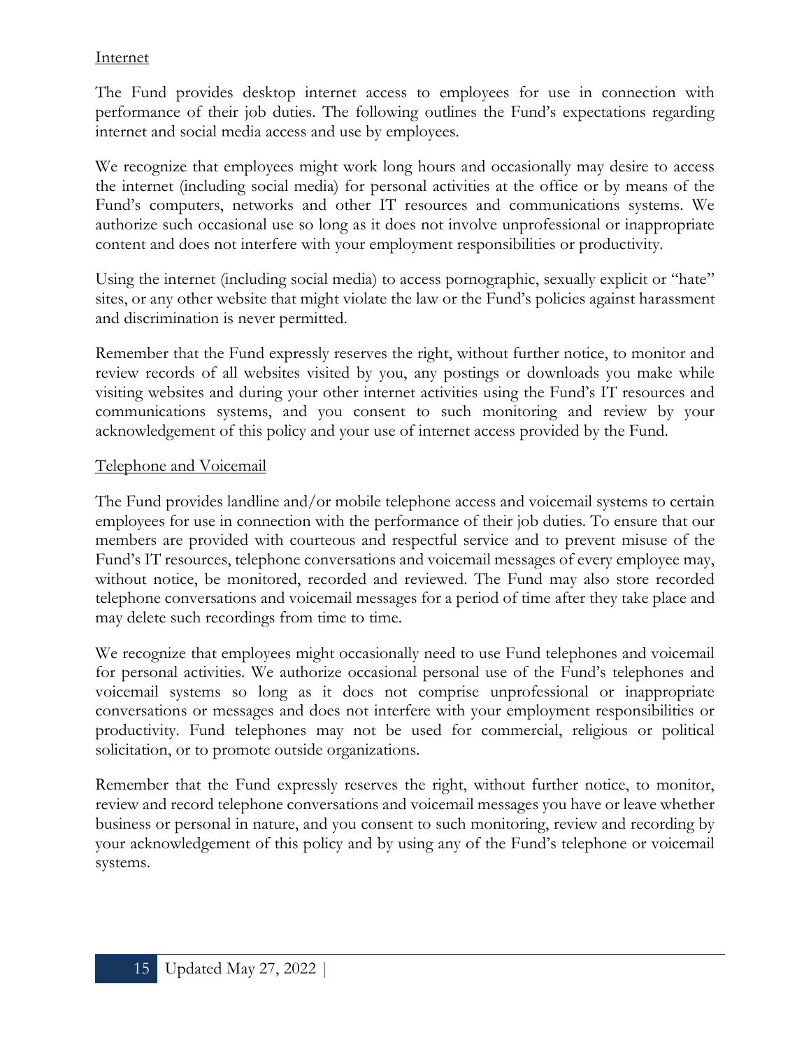Internet

The Fund provides desktop internet access to employees for use in connection with performance of their job duties. The following outlines the Fund's expectations regarding internet and social media access and use by employees.

We recognize that employees might work long hours and occasionally may desire to access the internet (including social media) for personal activities at the office or by means of the Fund's computers, networks and other IT resources and communications systems. We authorize such occasional use so long as it does not involve unprofessional or inappropriate content and does not interfere with your employment responsibilities or productivity.

Using the internet (including social media) to access pornographic, sexually explicit or "hate" sites, or any other website that might violate the law or the Fund's policies against harassment and discrimination is never permitted.

Remember that the Fund expressly reserves the right, without further notice, to monitor and review records of all websites visited by you, any postings or downloads you make while visiting websites and during your other internet activities using the Fund's IT resources and communications systems, and you consent to such monitoring and review by your acknowledgement of this policy and your use of internet access provided by the Fund.

Telephone and Voicemail

The Fund provides landline and/or mobile telephone access and voicemail systems to certain employees for use in connection with the performance of their job duties. To ensure that our members are provided with courteous and respectful service and to prevent misuse of the Fund's IT resources, telephone conversations and voicemail messages of every employee may, without notice, be monitored, recorded and reviewed. The Fund may also store recorded telephone conversations and voicemail messages for a period of time after they take place and may delete such recordings from time to time.

We recognize that employees might occasionally need to use Fund telephones and voicemail for personal activities. We authorize occasional personal use of the Fund's telephones and voicemail systems so long as it does not comprise unprofessional or inappropriate conversations or messages and does not interfere with your employment responsibilities or productivity. Fund telephones may not be used for commercial, religious or political solicitation, or to promote outside organizations.

Remember that the Fund expressly reserves the right, without further notice, to monitor, review and record telephone conversations and voicemail messages you have or leave whether business or personal in nature, and you consent to such monitoring, review and recording by your acknowledgement of this policy and by using any of the Fund's telephone or voicemail systems.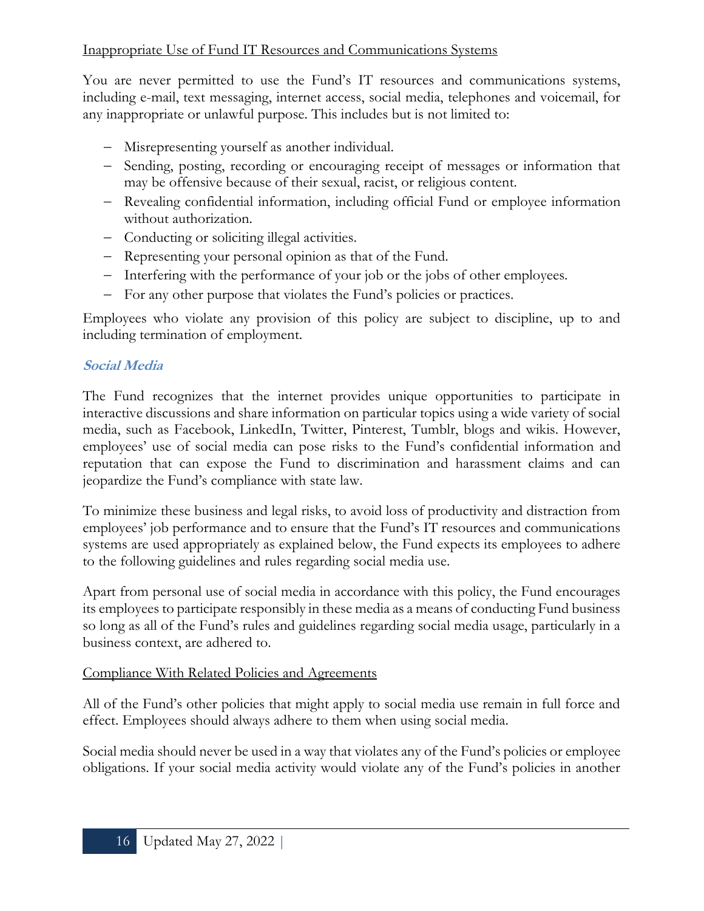Inappropriate Use of Fund IT Resources and Communications Systems

You are never permitted to use the Fund's IT resources and communications systems, including e-mail, text messaging, internet access, social media, telephones and voicemail, for any inappropriate or unlawful purpose. This includes but is not limited to:

- Misrepresenting yourself as another individual.
- Sending, posting, recording or encouraging receipt of messages or information that may be offensive because of their sexual, racist, or religious content.
- Revealing confidential information, including official Fund or employee information without authorization.
- Conducting or soliciting illegal activities.
- Representing your personal opinion as that of the Fund.
- Interfering with the performance of your job or the jobs of other employees.
- For any other purpose that violates the Fund's policies or practices.

Employees who violate any provision of this policy are subject to discipline, up to and including termination of employment.

### *Social Media*

The Fund recognizes that the internet provides unique opportunities to participate in interactive discussions and share information on particular topics using a wide variety of social media, such as Facebook, LinkedIn, Twitter, Pinterest, Tumblr, blogs and wikis. However, employees' use of social media can pose risks to the Fund's confidential information and reputation that can expose the Fund to discrimination and harassment claims and can jeopardize the Fund's compliance with state law.

To minimize these business and legal risks, to avoid loss of productivity and distraction from employees' job performance and to ensure that the Fund's IT resources and communications systems are used appropriately as explained below, the Fund expects its employees to adhere to the following guidelines and rules regarding social media use.

Apart from personal use of social media in accordance with this policy, the Fund encourages its employees to participate responsibly in these media as a means of conducting Fund business so long as all of the Fund's rules and guidelines regarding social media usage, particularly in a business context, are adhered to.

Compliance With Related Policies and Agreements

All of the Fund's other policies that might apply to social media use remain in full force and effect. Employees should always adhere to them when using social media.

Social media should never be used in a way that violates any of the Fund's policies or employee obligations. If your social media activity would violate any of the Fund's policies in another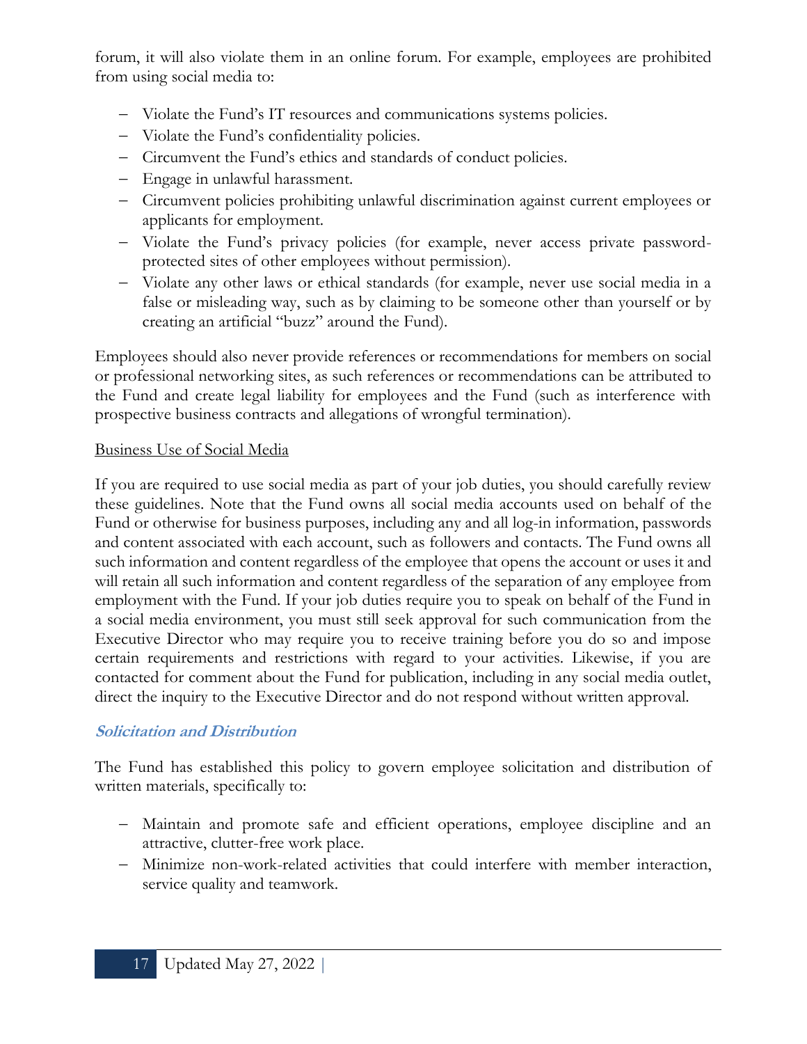forum, it will also violate them in an online forum. For example, employees are prohibited from using social media to:

- Violate the Fund's IT resources and communications systems policies.
- Violate the Fund's confidentiality policies.
- Circumvent the Fund's ethics and standards of conduct policies.
- Engage in unlawful harassment.
- Circumvent policies prohibiting unlawful discrimination against current employees or applicants for employment.
- Violate the Fund's privacy policies (for example, never access private password-protected sites of other employees without permission).
- Violate any other laws or ethical standards (for example, never use social media in a false or misleading way, such as by claiming to be someone other than yourself or by creating an artificial "buzz" around the Fund).

Employees should also never provide references or recommendations for members on social or professional networking sites, as such references or recommendations can be attributed to the Fund and create legal liability for employees and the Fund (such as interference with prospective business contracts and allegations of wrongful termination).

Business Use of Social Media

If you are required to use social media as part of your job duties, you should carefully review these guidelines. Note that the Fund owns all social media accounts used on behalf of the Fund or otherwise for business purposes, including any and all log-in information, passwords and content associated with each account, such as followers and contacts. The Fund owns all such information and content regardless of the employee that opens the account or uses it and will retain all such information and content regardless of the separation of any employee from employment with the Fund. If your job duties require you to speak on behalf of the Fund in a social media environment, you must still seek approval for such communication from the Executive Director who may require you to receive training before you do so and impose certain requirements and restrictions with regard to your activities. Likewise, if you are contacted for comment about the Fund for publication, including in any social media outlet, direct the inquiry to the Executive Director and do not respond without written approval.

### *Solicitation and Distribution*

The Fund has established this policy to govern employee solicitation and distribution of written materials, specifically to:

- Maintain and promote safe and efficient operations, employee discipline and an attractive, clutter-free work place.
- Minimize non-work-related activities that could interfere with member interaction, service quality and teamwork.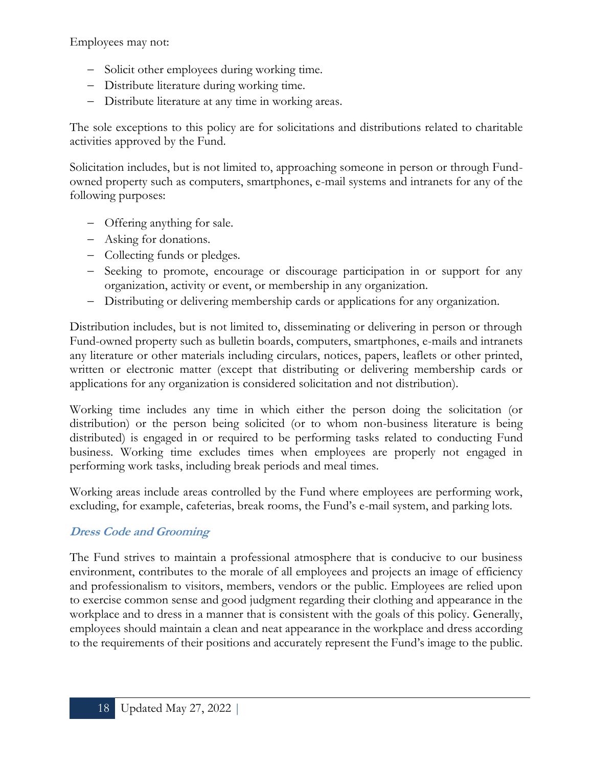Employees may not:

- Solicit other employees during working time.
- Distribute literature during working time.
- Distribute literature at any time in working areas.

The sole exceptions to this policy are for solicitations and distributions related to charitable activities approved by the Fund.

Solicitation includes, but is not limited to, approaching someone in person or through Fund-owned property such as computers, smartphones, e-mail systems and intranets for any of the following purposes:

- Offering anything for sale.
- Asking for donations.
- Collecting funds or pledges.
- Seeking to promote, encourage or discourage participation in or support for any organization, activity or event, or membership in any organization.
- Distributing or delivering membership cards or applications for any organization.

Distribution includes, but is not limited to, disseminating or delivering in person or through Fund-owned property such as bulletin boards, computers, smartphones, e-mails and intranets any literature or other materials including circulars, notices, papers, leaflets or other printed, written or electronic matter (except that distributing or delivering membership cards or applications for any organization is considered solicitation and not distribution).

Working time includes any time in which either the person doing the solicitation (or distribution) or the person being solicited (or to whom non-business literature is being distributed) is engaged in or required to be performing tasks related to conducting Fund business. Working time excludes times when employees are properly not engaged in performing work tasks, including break periods and meal times.

Working areas include areas controlled by the Fund where employees are performing work, excluding, for example, cafeterias, break rooms, the Fund's e-mail system, and parking lots.

### *Dress Code and Grooming*

The Fund strives to maintain a professional atmosphere that is conducive to our business environment, contributes to the morale of all employees and projects an image of efficiency and professionalism to visitors, members, vendors or the public. Employees are relied upon to exercise common sense and good judgment regarding their clothing and appearance in the workplace and to dress in a manner that is consistent with the goals of this policy. Generally, employees should maintain a clean and neat appearance in the workplace and dress according to the requirements of their positions and accurately represent the Fund's image to the public.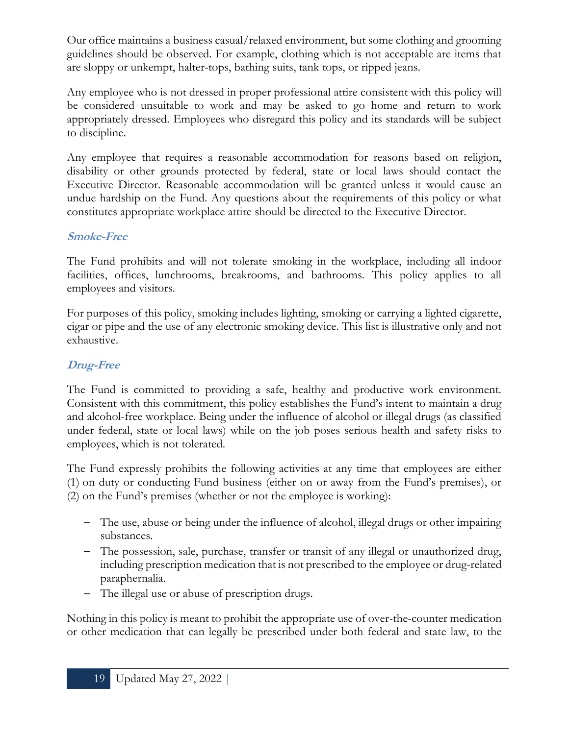Our office maintains a business casual/relaxed environment, but some clothing and grooming guidelines should be observed. For example, clothing which is not acceptable are items that are sloppy or unkempt, halter-tops, bathing suits, tank tops, or ripped jeans.

Any employee who is not dressed in proper professional attire consistent with this policy will be considered unsuitable to work and may be asked to go home and return to work appropriately dressed. Employees who disregard this policy and its standards will be subject to discipline.

Any employee that requires a reasonable accommodation for reasons based on religion, disability or other grounds protected by federal, state or local laws should contact the Executive Director. Reasonable accommodation will be granted unless it would cause an undue hardship on the Fund. Any questions about the requirements of this policy or what constitutes appropriate workplace attire should be directed to the Executive Director.

### *Smoke-Free*

The Fund prohibits and will not tolerate smoking in the workplace, including all indoor facilities, offices, lunchrooms, breakrooms, and bathrooms. This policy applies to all employees and visitors.

For purposes of this policy, smoking includes lighting, smoking or carrying a lighted cigarette, cigar or pipe and the use of any electronic smoking device. This list is illustrative only and not exhaustive.

### *Drug-Free*

The Fund is committed to providing a safe, healthy and productive work environment. Consistent with this commitment, this policy establishes the Fund's intent to maintain a drug and alcohol-free workplace. Being under the influence of alcohol or illegal drugs (as classified under federal, state or local laws) while on the job poses serious health and safety risks to employees, which is not tolerated.

The Fund expressly prohibits the following activities at any time that employees are either (1) on duty or conducting Fund business (either on or away from the Fund's premises), or (2) on the Fund's premises (whether or not the employee is working):

- The use, abuse or being under the influence of alcohol, illegal drugs or other impairing substances.
- The possession, sale, purchase, transfer or transit of any illegal or unauthorized drug, including prescription medication that is not prescribed to the employee or drug-related paraphernalia.
- The illegal use or abuse of prescription drugs.

Nothing in this policy is meant to prohibit the appropriate use of over-the-counter medication or other medication that can legally be prescribed under both federal and state law, to the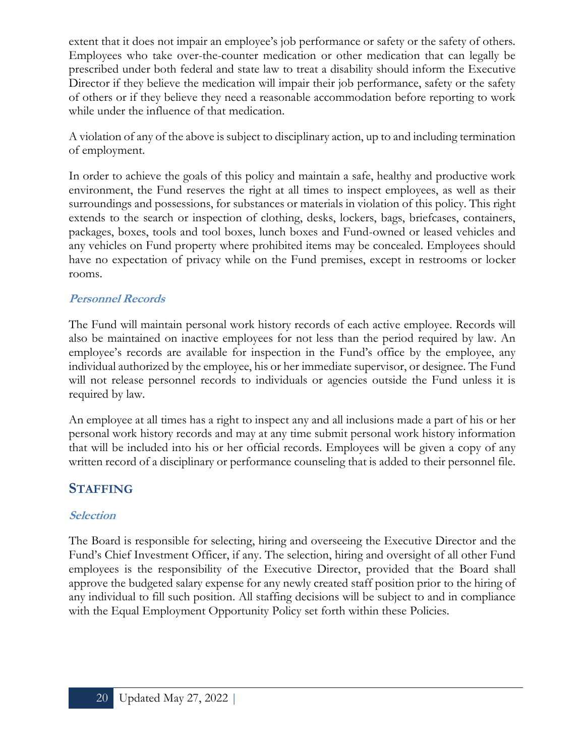extent that it does not impair an employee's job performance or safety or the safety of others. Employees who take over-the-counter medication or other medication that can legally be prescribed under both federal and state law to treat a disability should inform the Executive Director if they believe the medication will impair their job performance, safety or the safety of others or if they believe they need a reasonable accommodation before reporting to work while under the influence of that medication.

A violation of any of the above is subject to disciplinary action, up to and including termination of employment.

In order to achieve the goals of this policy and maintain a safe, healthy and productive work environment, the Fund reserves the right at all times to inspect employees, as well as their surroundings and possessions, for substances or materials in violation of this policy. This right extends to the search or inspection of clothing, desks, lockers, bags, briefcases, containers, packages, boxes, tools and tool boxes, lunch boxes and Fund-owned or leased vehicles and any vehicles on Fund property where prohibited items may be concealed. Employees should have no expectation of privacy while on the Fund premises, except in restrooms or locker rooms.

### *Personnel Records*

The Fund will maintain personal work history records of each active employee. Records will also be maintained on inactive employees for not less than the period required by law. An employee's records are available for inspection in the Fund's office by the employee, any individual authorized by the employee, his or her immediate supervisor, or designee. The Fund will not release personnel records to individuals or agencies outside the Fund unless it is required by law.

An employee at all times has a right to inspect any and all inclusions made a part of his or her personal work history records and may at any time submit personal work history information that will be included into his or her official records. Employees will be given a copy of any written record of a disciplinary or performance counseling that is added to their personnel file.

## STAFFING

### *Selection*

The Board is responsible for selecting, hiring and overseeing the Executive Director and the Fund's Chief Investment Officer, if any. The selection, hiring and oversight of all other Fund employees is the responsibility of the Executive Director, provided that the Board shall approve the budgeted salary expense for any newly created staff position prior to the hiring of any individual to fill such position. All staffing decisions will be subject to and in compliance with the Equal Employment Opportunity Policy set forth within these Policies.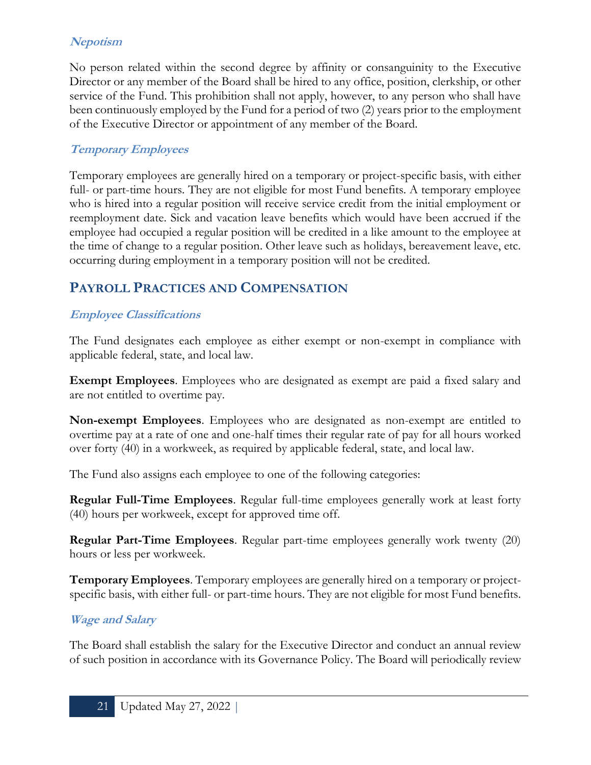### *Nepotism*

No person related within the second degree by affinity or consanguinity to the Executive Director or any member of the Board shall be hired to any office, position, clerkship, or other service of the Fund. This prohibition shall not apply, however, to any person who shall have been continuously employed by the Fund for a period of two (2) years prior to the employment of the Executive Director or appointment of any member of the Board.

### *Temporary Employees*

Temporary employees are generally hired on a temporary or project-specific basis, with either full- or part-time hours. They are not eligible for most Fund benefits. A temporary employee who is hired into a regular position will receive service credit from the initial employment or reemployment date. Sick and vacation leave benefits which would have been accrued if the employee had occupied a regular position will be credited in a like amount to the employee at the time of change to a regular position. Other leave such as holidays, bereavement leave, etc. occurring during employment in a temporary position will not be credited.

## PAYROLL PRACTICES AND COMPENSATION

### *Employee Classifications*

The Fund designates each employee as either exempt or non-exempt in compliance with applicable federal, state, and local law.

**Exempt Employees**. Employees who are designated as exempt are paid a fixed salary and are not entitled to overtime pay.

**Non-exempt Employees**. Employees who are designated as non-exempt are entitled to overtime pay at a rate of one and one-half times their regular rate of pay for all hours worked over forty (40) in a workweek, as required by applicable federal, state, and local law.

The Fund also assigns each employee to one of the following categories:

**Regular Full-Time Employees**. Regular full-time employees generally work at least forty (40) hours per workweek, except for approved time off.

**Regular Part-Time Employees**. Regular part-time employees generally work twenty (20) hours or less per workweek.

**Temporary Employees**. Temporary employees are generally hired on a temporary or project-specific basis, with either full- or part-time hours. They are not eligible for most Fund benefits.

### *Wage and Salary*

The Board shall establish the salary for the Executive Director and conduct an annual review of such position in accordance with its Governance Policy. The Board will periodically review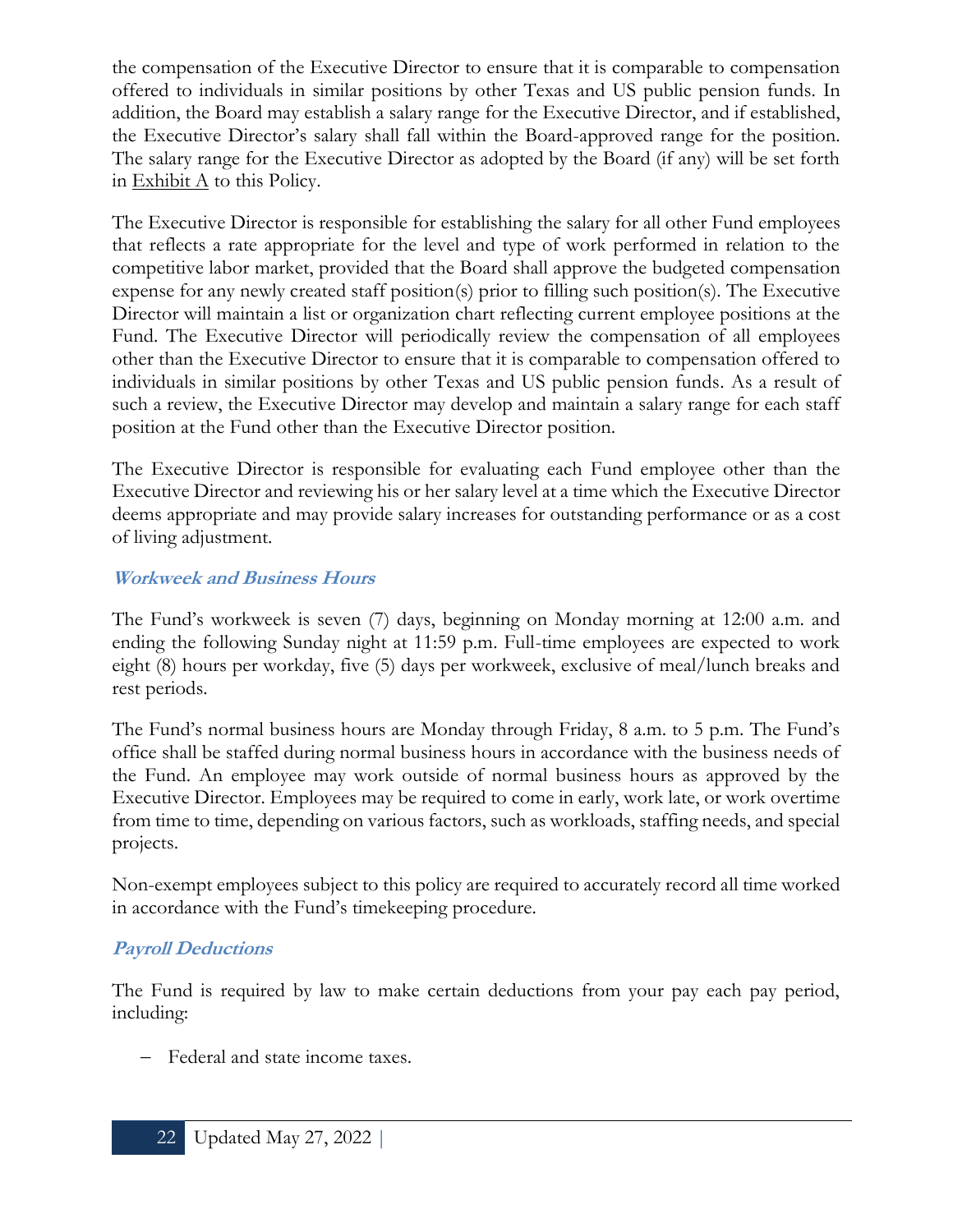the compensation of the Executive Director to ensure that it is comparable to compensation offered to individuals in similar positions by other Texas and US public pension funds. In addition, the Board may establish a salary range for the Executive Director, and if established, the Executive Director's salary shall fall within the Board-approved range for the position. The salary range for the Executive Director as adopted by the Board (if any) will be set forth in Exhibit A to this Policy.

The Executive Director is responsible for establishing the salary for all other Fund employees that reflects a rate appropriate for the level and type of work performed in relation to the competitive labor market, provided that the Board shall approve the budgeted compensation expense for any newly created staff position(s) prior to filling such position(s). The Executive Director will maintain a list or organization chart reflecting current employee positions at the Fund. The Executive Director will periodically review the compensation of all employees other than the Executive Director to ensure that it is comparable to compensation offered to individuals in similar positions by other Texas and US public pension funds. As a result of such a review, the Executive Director may develop and maintain a salary range for each staff position at the Fund other than the Executive Director position.

The Executive Director is responsible for evaluating each Fund employee other than the Executive Director and reviewing his or her salary level at a time which the Executive Director deems appropriate and may provide salary increases for outstanding performance or as a cost of living adjustment.

### *Workweek and Business Hours*

The Fund's workweek is seven (7) days, beginning on Monday morning at 12:00 a.m. and ending the following Sunday night at 11:59 p.m. Full-time employees are expected to work eight (8) hours per workday, five (5) days per workweek, exclusive of meal/lunch breaks and rest periods.

The Fund's normal business hours are Monday through Friday, 8 a.m. to 5 p.m. The Fund's office shall be staffed during normal business hours in accordance with the business needs of the Fund. An employee may work outside of normal business hours as approved by the Executive Director. Employees may be required to come in early, work late, or work overtime from time to time, depending on various factors, such as workloads, staffing needs, and special projects.

Non-exempt employees subject to this policy are required to accurately record all time worked in accordance with the Fund's timekeeping procedure.

### *Payroll Deductions*

The Fund is required by law to make certain deductions from your pay each pay period, including:

- Federal and state income taxes.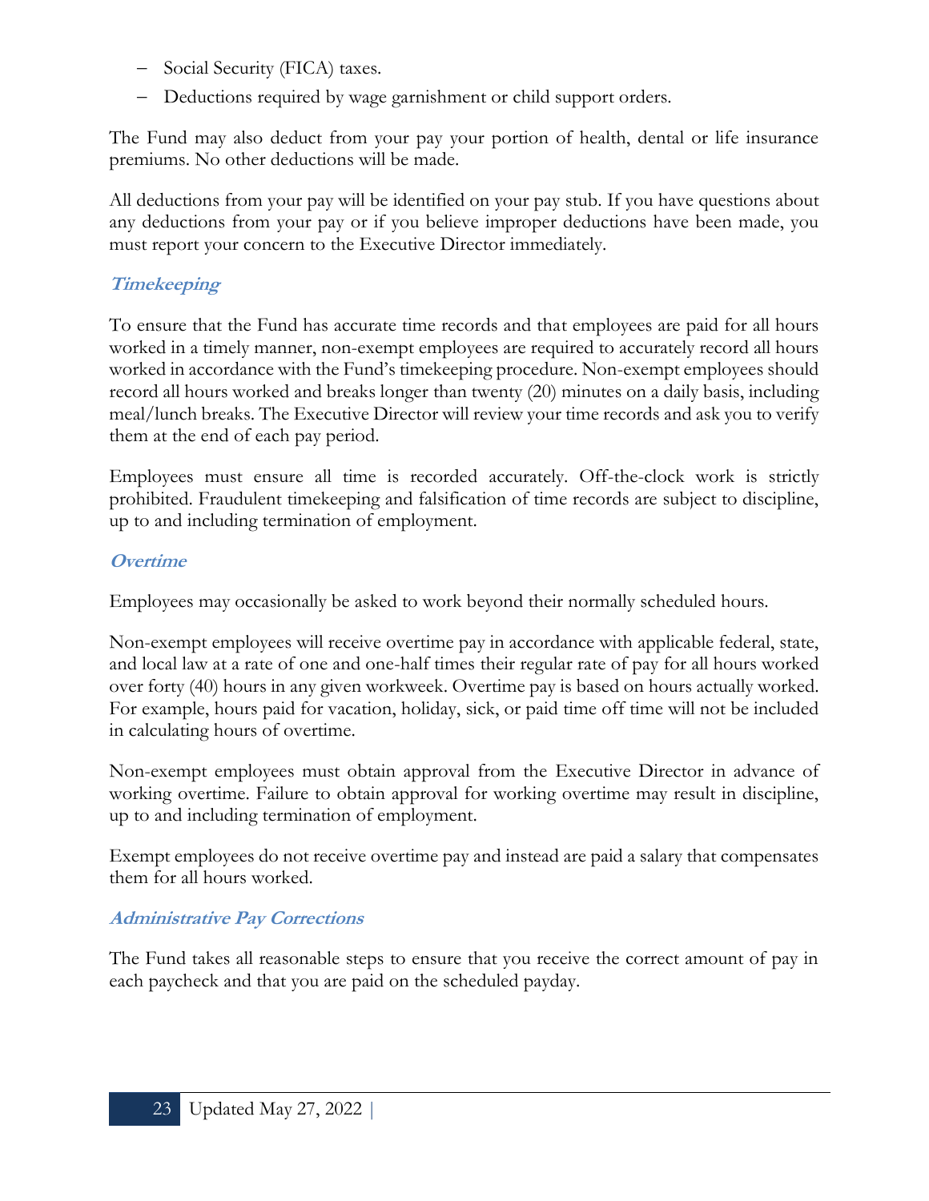- Social Security (FICA) taxes.
- Deductions required by wage garnishment or child support orders.

The Fund may also deduct from your pay your portion of health, dental or life insurance premiums. No other deductions will be made.

All deductions from your pay will be identified on your pay stub. If you have questions about any deductions from your pay or if you believe improper deductions have been made, you must report your concern to the Executive Director immediately.

### *Timekeeping*

To ensure that the Fund has accurate time records and that employees are paid for all hours worked in a timely manner, non-exempt employees are required to accurately record all hours worked in accordance with the Fund's timekeeping procedure. Non-exempt employees should record all hours worked and breaks longer than twenty (20) minutes on a daily basis, including meal/lunch breaks. The Executive Director will review your time records and ask you to verify them at the end of each pay period.

Employees must ensure all time is recorded accurately. Off-the-clock work is strictly prohibited. Fraudulent timekeeping and falsification of time records are subject to discipline, up to and including termination of employment.

### *Overtime*

Employees may occasionally be asked to work beyond their normally scheduled hours.

Non-exempt employees will receive overtime pay in accordance with applicable federal, state, and local law at a rate of one and one-half times their regular rate of pay for all hours worked over forty (40) hours in any given workweek. Overtime pay is based on hours actually worked. For example, hours paid for vacation, holiday, sick, or paid time off time will not be included in calculating hours of overtime.

Non-exempt employees must obtain approval from the Executive Director in advance of working overtime. Failure to obtain approval for working overtime may result in discipline, up to and including termination of employment.

Exempt employees do not receive overtime pay and instead are paid a salary that compensates them for all hours worked.

### *Administrative Pay Corrections*

The Fund takes all reasonable steps to ensure that you receive the correct amount of pay in each paycheck and that you are paid on the scheduled payday.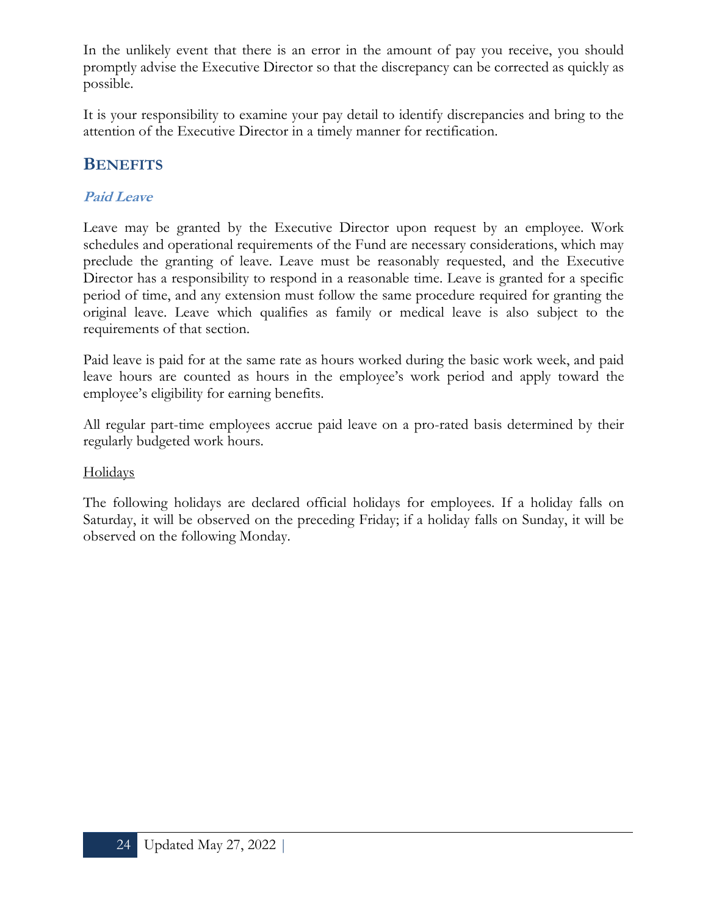In the unlikely event that there is an error in the amount of pay you receive, you should promptly advise the Executive Director so that the discrepancy can be corrected as quickly as possible.

It is your responsibility to examine your pay detail to identify discrepancies and bring to the attention of the Executive Director in a timely manner for rectification.

## BENEFITS

### *Paid Leave*

Leave may be granted by the Executive Director upon request by an employee. Work schedules and operational requirements of the Fund are necessary considerations, which may preclude the granting of leave. Leave must be reasonably requested, and the Executive Director has a responsibility to respond in a reasonable time. Leave is granted for a specific period of time, and any extension must follow the same procedure required for granting the original leave. Leave which qualifies as family or medical leave is also subject to the requirements of that section.

Paid leave is paid for at the same rate as hours worked during the basic work week, and paid leave hours are counted as hours in the employee's work period and apply toward the employee's eligibility for earning benefits.

All regular part-time employees accrue paid leave on a pro-rated basis determined by their regularly budgeted work hours.

<u>Holidays</u>

The following holidays are declared official holidays for employees. If a holiday falls on Saturday, it will be observed on the preceding Friday; if a holiday falls on Sunday, it will be observed on the following Monday.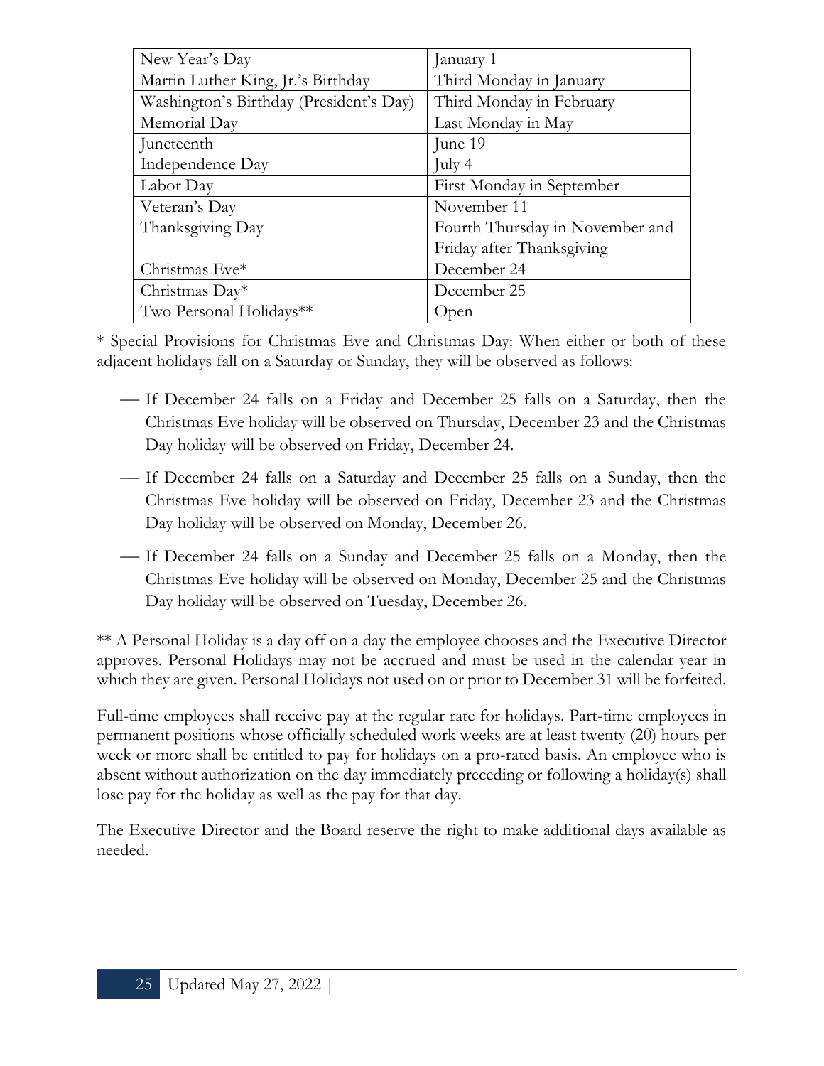| New Year's Day | January 1 |
| --- | --- |
| Martin Luther King, Jr.'s Birthday | Third Monday in January |
| Washington's Birthday (President's Day) | Third Monday in February |
| Memorial Day | Last Monday in May |
| Juneteenth | June 19 |
| Independence Day | July 4 |
| Labor Day | First Monday in September |
| Veteran's Day | November 11 |
| Thanksgiving Day | Fourth Thursday in November and Friday after Thanksgiving |
| Christmas Eve* | December 24 |
| Christmas Day* | December 25 |
| Two Personal Holidays** | Open |

* Special Provisions for Christmas Eve and Christmas Day: When either or both of these adjacent holidays fall on a Saturday or Sunday, they will be observed as follows:

- If December 24 falls on a Friday and December 25 falls on a Saturday, then the Christmas Eve holiday will be observed on Thursday, December 23 and the Christmas Day holiday will be observed on Friday, December 24.
- If December 24 falls on a Saturday and December 25 falls on a Sunday, then the Christmas Eve holiday will be observed on Friday, December 23 and the Christmas Day holiday will be observed on Monday, December 26.
- If December 24 falls on a Sunday and December 25 falls on a Monday, then the Christmas Eve holiday will be observed on Monday, December 25 and the Christmas Day holiday will be observed on Tuesday, December 26.

** A Personal Holiday is a day off on a day the employee chooses and the Executive Director approves. Personal Holidays may not be accrued and must be used in the calendar year in which they are given. Personal Holidays not used on or prior to December 31 will be forfeited.

Full-time employees shall receive pay at the regular rate for holidays. Part-time employees in permanent positions whose officially scheduled work weeks are at least twenty (20) hours per week or more shall be entitled to pay for holidays on a pro-rated basis. An employee who is absent without authorization on the day immediately preceding or following a holiday(s) shall lose pay for the holiday as well as the pay for that day.

The Executive Director and the Board reserve the right to make additional days available as needed.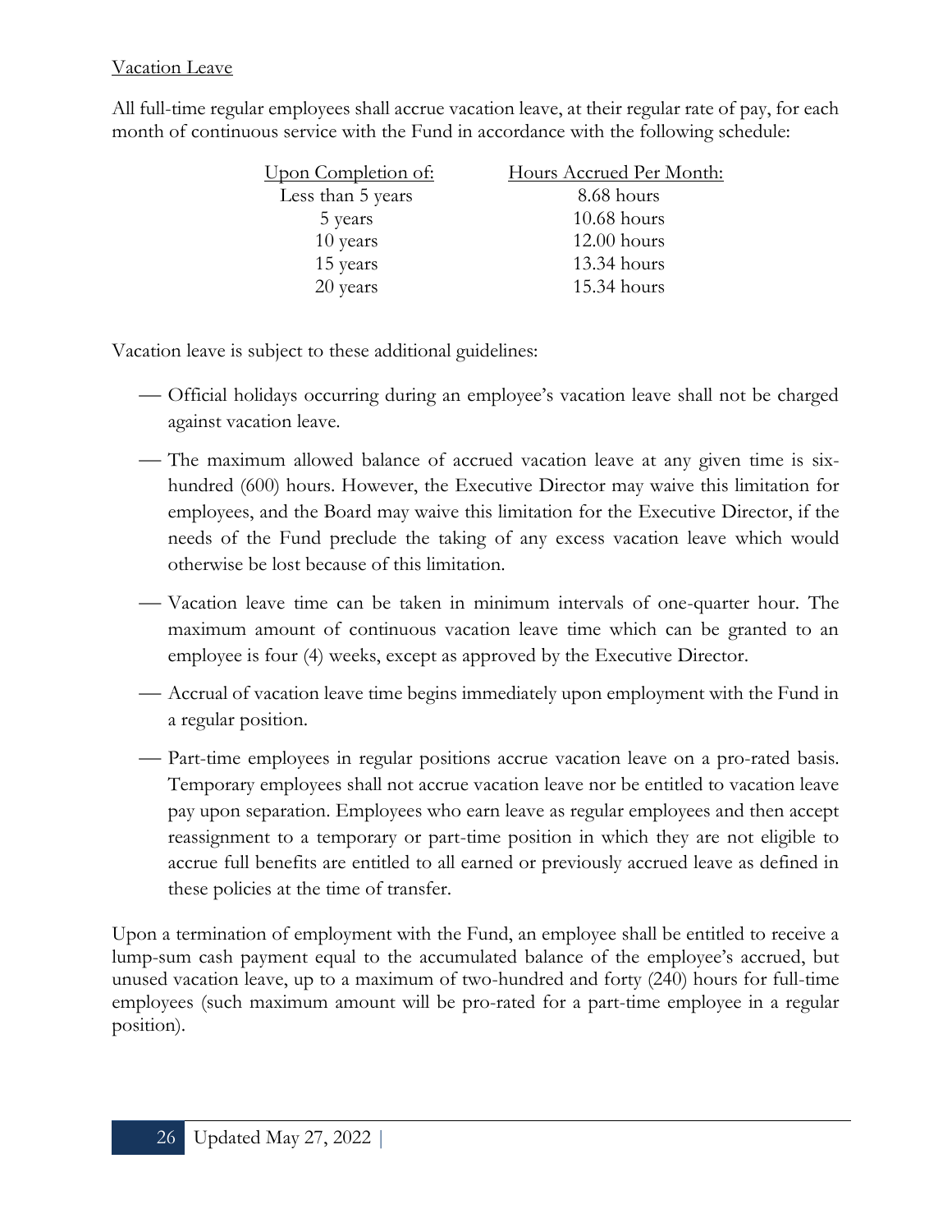Vacation Leave

All full-time regular employees shall accrue vacation leave, at their regular rate of pay, for each month of continuous service with the Fund in accordance with the following schedule:

| Upon Completion of: | Hours Accrued Per Month: |
| --- | --- |
| Less than 5 years | 8.68 hours |
| 5 years | 10.68 hours |
| 10 years | 12.00 hours |
| 15 years | 13.34 hours |
| 20 years | 15.34 hours |

Vacation leave is subject to these additional guidelines:

- Official holidays occurring during an employee's vacation leave shall not be charged against vacation leave.
- The maximum allowed balance of accrued vacation leave at any given time is six-hundred (600) hours. However, the Executive Director may waive this limitation for employees, and the Board may waive this limitation for the Executive Director, if the needs of the Fund preclude the taking of any excess vacation leave which would otherwise be lost because of this limitation.
- Vacation leave time can be taken in minimum intervals of one-quarter hour. The maximum amount of continuous vacation leave time which can be granted to an employee is four (4) weeks, except as approved by the Executive Director.
- Accrual of vacation leave time begins immediately upon employment with the Fund in a regular position.
- Part-time employees in regular positions accrue vacation leave on a pro-rated basis. Temporary employees shall not accrue vacation leave nor be entitled to vacation leave pay upon separation. Employees who earn leave as regular employees and then accept reassignment to a temporary or part-time position in which they are not eligible to accrue full benefits are entitled to all earned or previously accrued leave as defined in these policies at the time of transfer.

Upon a termination of employment with the Fund, an employee shall be entitled to receive a lump-sum cash payment equal to the accumulated balance of the employee's accrued, but unused vacation leave, up to a maximum of two-hundred and forty (240) hours for full-time employees (such maximum amount will be pro-rated for a part-time employee in a regular position).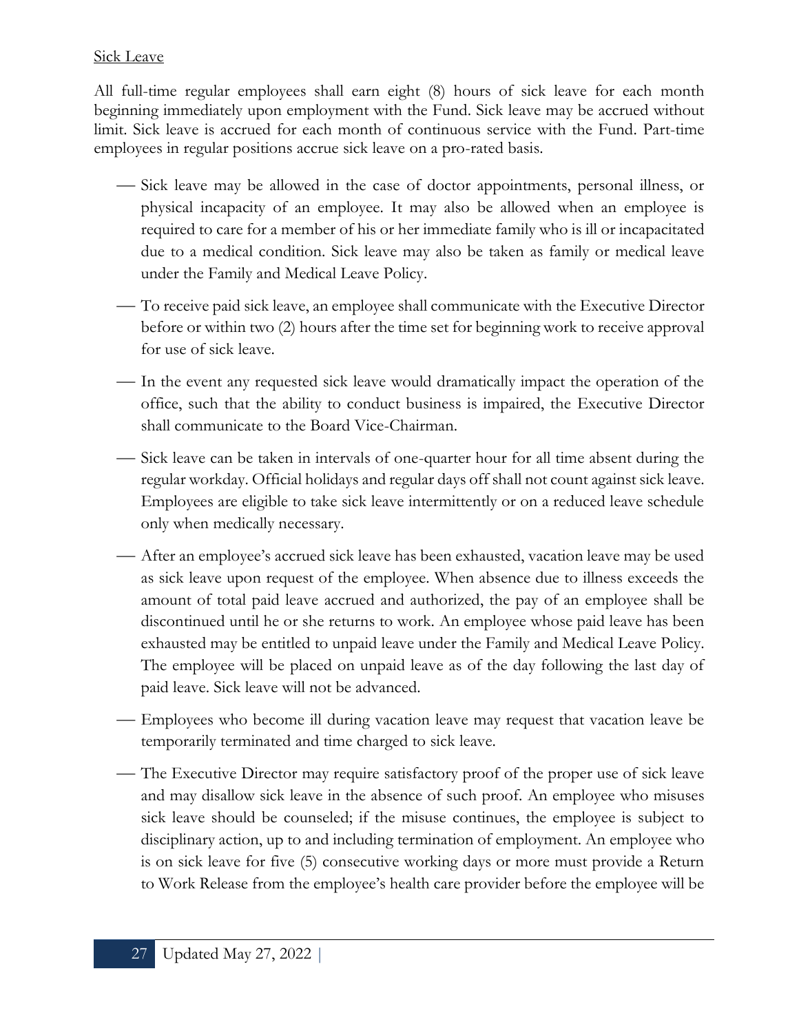Sick Leave

All full-time regular employees shall earn eight (8) hours of sick leave for each month beginning immediately upon employment with the Fund. Sick leave may be accrued without limit. Sick leave is accrued for each month of continuous service with the Fund. Part-time employees in regular positions accrue sick leave on a pro-rated basis.

- Sick leave may be allowed in the case of doctor appointments, personal illness, or physical incapacity of an employee. It may also be allowed when an employee is required to care for a member of his or her immediate family who is ill or incapacitated due to a medical condition. Sick leave may also be taken as family or medical leave under the Family and Medical Leave Policy.
- To receive paid sick leave, an employee shall communicate with the Executive Director before or within two (2) hours after the time set for beginning work to receive approval for use of sick leave.
- In the event any requested sick leave would dramatically impact the operation of the office, such that the ability to conduct business is impaired, the Executive Director shall communicate to the Board Vice-Chairman.
- Sick leave can be taken in intervals of one-quarter hour for all time absent during the regular workday. Official holidays and regular days off shall not count against sick leave. Employees are eligible to take sick leave intermittently or on a reduced leave schedule only when medically necessary.
- After an employee's accrued sick leave has been exhausted, vacation leave may be used as sick leave upon request of the employee. When absence due to illness exceeds the amount of total paid leave accrued and authorized, the pay of an employee shall be discontinued until he or she returns to work. An employee whose paid leave has been exhausted may be entitled to unpaid leave under the Family and Medical Leave Policy. The employee will be placed on unpaid leave as of the day following the last day of paid leave. Sick leave will not be advanced.
- Employees who become ill during vacation leave may request that vacation leave be temporarily terminated and time charged to sick leave.
- The Executive Director may require satisfactory proof of the proper use of sick leave and may disallow sick leave in the absence of such proof. An employee who misuses sick leave should be counseled; if the misuse continues, the employee is subject to disciplinary action, up to and including termination of employment. An employee who is on sick leave for five (5) consecutive working days or more must provide a Return to Work Release from the employee's health care provider before the employee will be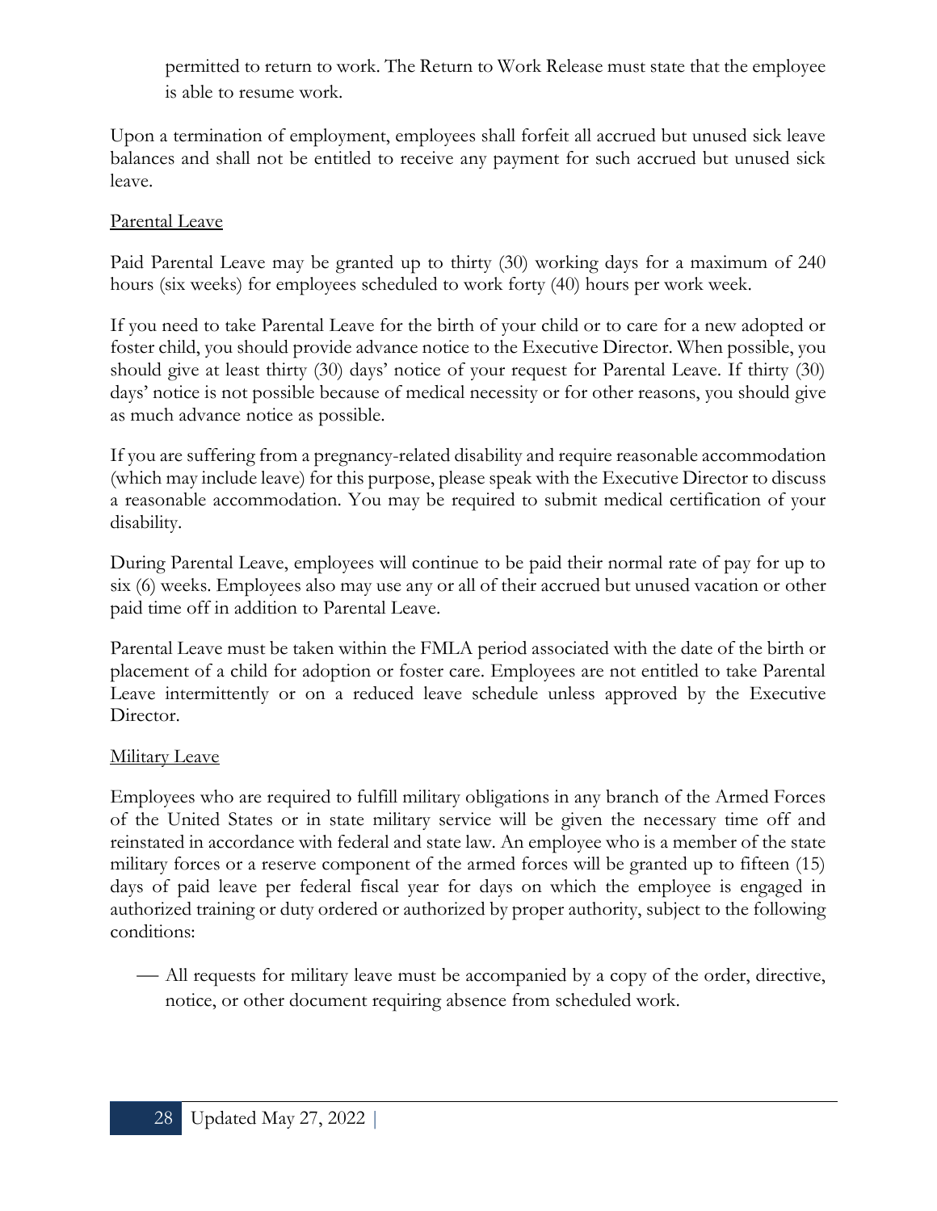permitted to return to work. The Return to Work Release must state that the employee is able to resume work.

Upon a termination of employment, employees shall forfeit all accrued but unused sick leave balances and shall not be entitled to receive any payment for such accrued but unused sick leave.

<u>Parental Leave</u>

Paid Parental Leave may be granted up to thirty (30) working days for a maximum of 240 hours (six weeks) for employees scheduled to work forty (40) hours per work week.

If you need to take Parental Leave for the birth of your child or to care for a new adopted or foster child, you should provide advance notice to the Executive Director. When possible, you should give at least thirty (30) days' notice of your request for Parental Leave. If thirty (30) days' notice is not possible because of medical necessity or for other reasons, you should give as much advance notice as possible.

If you are suffering from a pregnancy-related disability and require reasonable accommodation (which may include leave) for this purpose, please speak with the Executive Director to discuss a reasonable accommodation. You may be required to submit medical certification of your disability.

During Parental Leave, employees will continue to be paid their normal rate of pay for up to six (6) weeks. Employees also may use any or all of their accrued but unused vacation or other paid time off in addition to Parental Leave.

Parental Leave must be taken within the FMLA period associated with the date of the birth or placement of a child for adoption or foster care. Employees are not entitled to take Parental Leave intermittently or on a reduced leave schedule unless approved by the Executive Director.

<u>Military Leave</u>

Employees who are required to fulfill military obligations in any branch of the Armed Forces of the United States or in state military service will be given the necessary time off and reinstated in accordance with federal and state law. An employee who is a member of the state military forces or a reserve component of the armed forces will be granted up to fifteen (15) days of paid leave per federal fiscal year for days on which the employee is engaged in authorized training or duty ordered or authorized by proper authority, subject to the following conditions:

- All requests for military leave must be accompanied by a copy of the order, directive, notice, or other document requiring absence from scheduled work.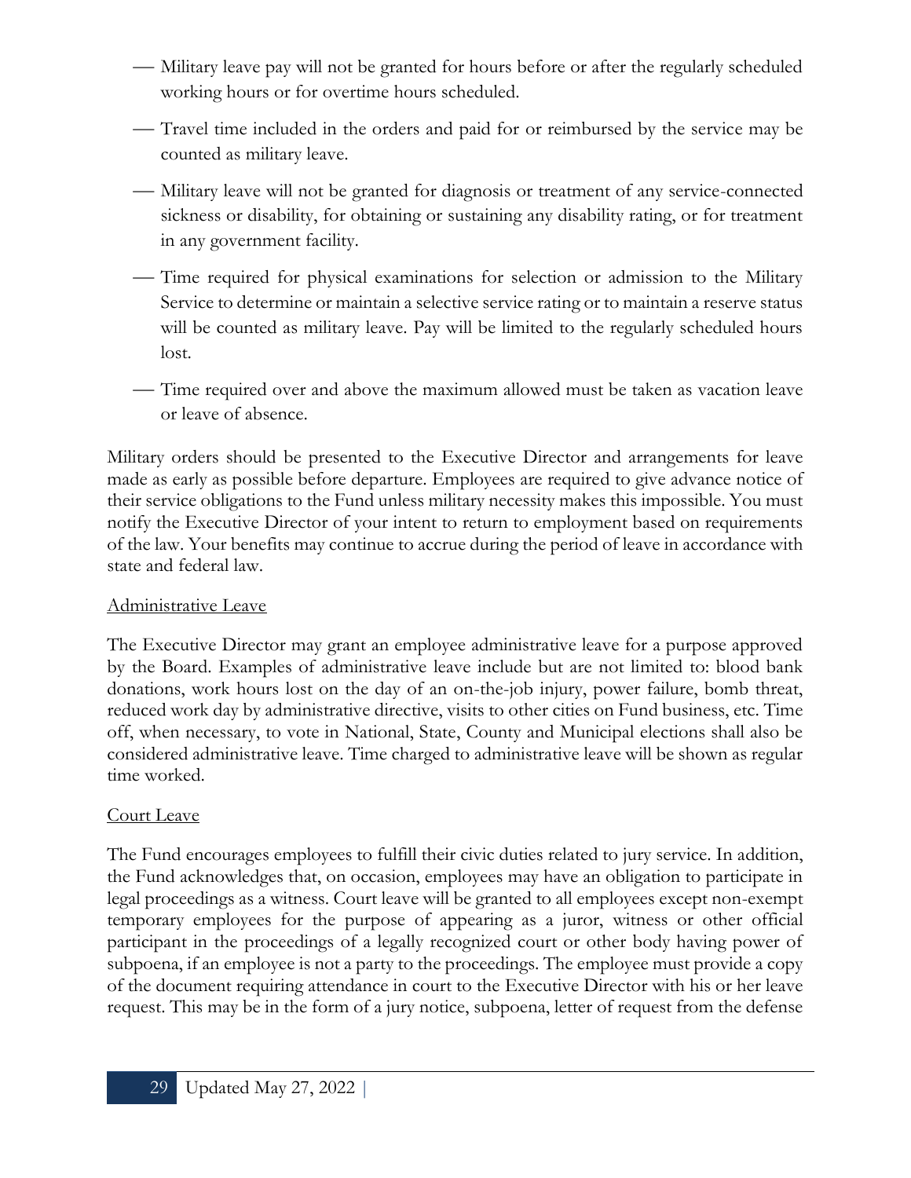- Military leave pay will not be granted for hours before or after the regularly scheduled working hours or for overtime hours scheduled.
- Travel time included in the orders and paid for or reimbursed by the service may be counted as military leave.
- Military leave will not be granted for diagnosis or treatment of any service-connected sickness or disability, for obtaining or sustaining any disability rating, or for treatment in any government facility.
- Time required for physical examinations for selection or admission to the Military Service to determine or maintain a selective service rating or to maintain a reserve status will be counted as military leave. Pay will be limited to the regularly scheduled hours lost.
- Time required over and above the maximum allowed must be taken as vacation leave or leave of absence.

Military orders should be presented to the Executive Director and arrangements for leave made as early as possible before departure. Employees are required to give advance notice of their service obligations to the Fund unless military necessity makes this impossible. You must notify the Executive Director of your intent to return to employment based on requirements of the law. Your benefits may continue to accrue during the period of leave in accordance with state and federal law.

### Administrative Leave

The Executive Director may grant an employee administrative leave for a purpose approved by the Board. Examples of administrative leave include but are not limited to: blood bank donations, work hours lost on the day of an on-the-job injury, power failure, bomb threat, reduced work day by administrative directive, visits to other cities on Fund business, etc. Time off, when necessary, to vote in National, State, County and Municipal elections shall also be considered administrative leave. Time charged to administrative leave will be shown as regular time worked.

### Court Leave

The Fund encourages employees to fulfill their civic duties related to jury service. In addition, the Fund acknowledges that, on occasion, employees may have an obligation to participate in legal proceedings as a witness. Court leave will be granted to all employees except non-exempt temporary employees for the purpose of appearing as a juror, witness or other official participant in the proceedings of a legally recognized court or other body having power of subpoena, if an employee is not a party to the proceedings. The employee must provide a copy of the document requiring attendance in court to the Executive Director with his or her leave request. This may be in the form of a jury notice, subpoena, letter of request from the defense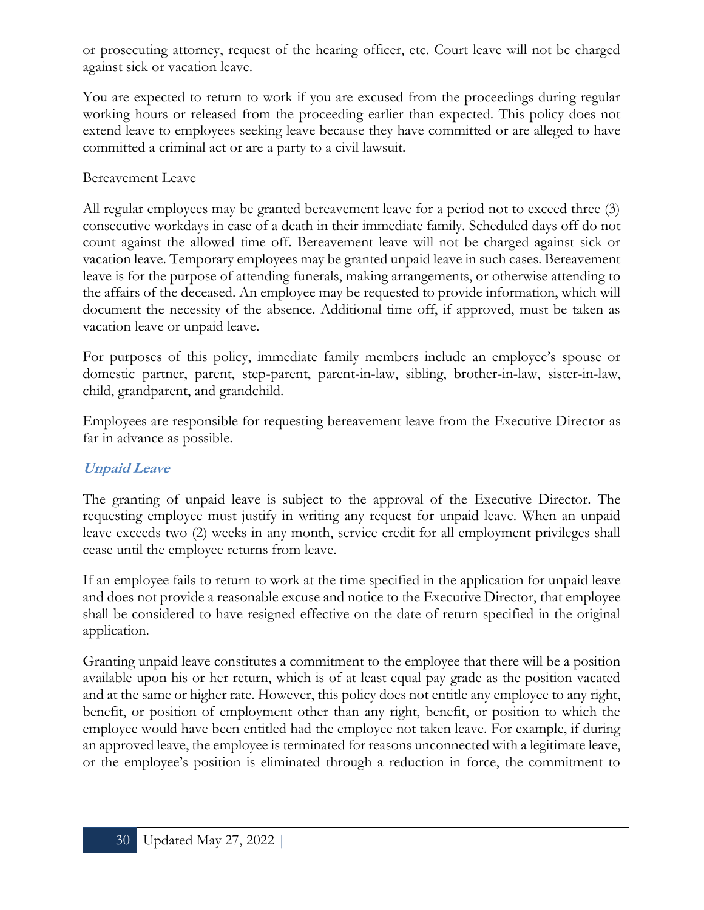or prosecuting attorney, request of the hearing officer, etc. Court leave will not be charged against sick or vacation leave.

You are expected to return to work if you are excused from the proceedings during regular working hours or released from the proceeding earlier than expected. This policy does not extend leave to employees seeking leave because they have committed or are alleged to have committed a criminal act or are a party to a civil lawsuit.

<u>Bereavement Leave</u>

All regular employees may be granted bereavement leave for a period not to exceed three (3) consecutive workdays in case of a death in their immediate family. Scheduled days off do not count against the allowed time off. Bereavement leave will not be charged against sick or vacation leave. Temporary employees may be granted unpaid leave in such cases. Bereavement leave is for the purpose of attending funerals, making arrangements, or otherwise attending to the affairs of the deceased. An employee may be requested to provide information, which will document the necessity of the absence. Additional time off, if approved, must be taken as vacation leave or unpaid leave.

For purposes of this policy, immediate family members include an employee's spouse or domestic partner, parent, step-parent, parent-in-law, sibling, brother-in-law, sister-in-law, child, grandparent, and grandchild.

Employees are responsible for requesting bereavement leave from the Executive Director as far in advance as possible.

### *Unpaid Leave*

The granting of unpaid leave is subject to the approval of the Executive Director. The requesting employee must justify in writing any request for unpaid leave. When an unpaid leave exceeds two (2) weeks in any month, service credit for all employment privileges shall cease until the employee returns from leave.

If an employee fails to return to work at the time specified in the application for unpaid leave and does not provide a reasonable excuse and notice to the Executive Director, that employee shall be considered to have resigned effective on the date of return specified in the original application.

Granting unpaid leave constitutes a commitment to the employee that there will be a position available upon his or her return, which is of at least equal pay grade as the position vacated and at the same or higher rate. However, this policy does not entitle any employee to any right, benefit, or position of employment other than any right, benefit, or position to which the employee would have been entitled had the employee not taken leave. For example, if during an approved leave, the employee is terminated for reasons unconnected with a legitimate leave, or the employee's position is eliminated through a reduction in force, the commitment to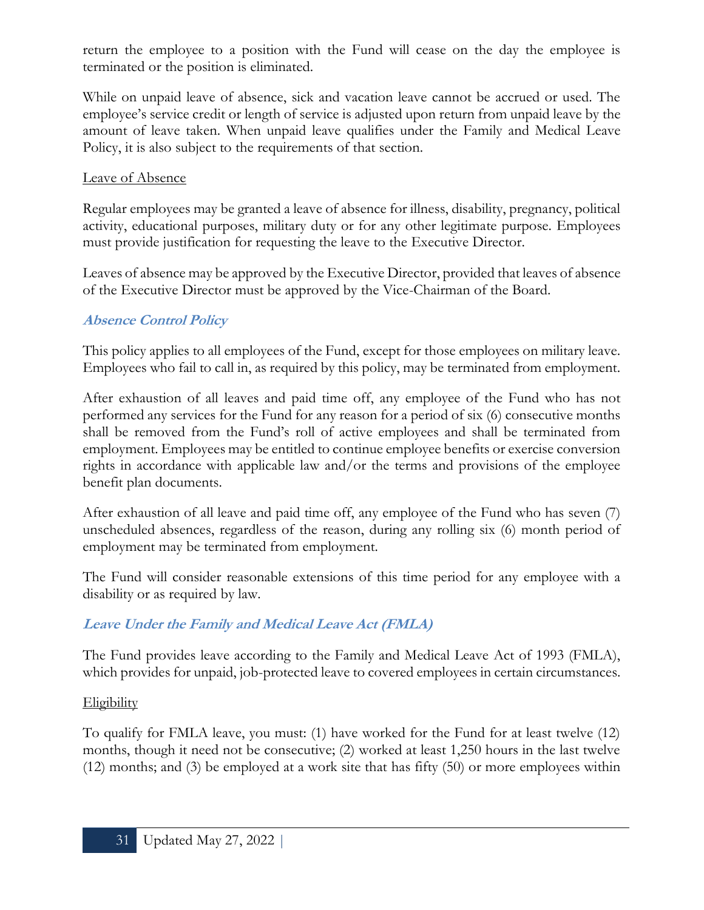return the employee to a position with the Fund will cease on the day the employee is terminated or the position is eliminated.

While on unpaid leave of absence, sick and vacation leave cannot be accrued or used. The employee's service credit or length of service is adjusted upon return from unpaid leave by the amount of leave taken. When unpaid leave qualifies under the Family and Medical Leave Policy, it is also subject to the requirements of that section.

Leave of Absence

Regular employees may be granted a leave of absence for illness, disability, pregnancy, political activity, educational purposes, military duty or for any other legitimate purpose. Employees must provide justification for requesting the leave to the Executive Director.

Leaves of absence may be approved by the Executive Director, provided that leaves of absence of the Executive Director must be approved by the Vice-Chairman of the Board.

### *Absence Control Policy*

This policy applies to all employees of the Fund, except for those employees on military leave. Employees who fail to call in, as required by this policy, may be terminated from employment.

After exhaustion of all leaves and paid time off, any employee of the Fund who has not performed any services for the Fund for any reason for a period of six (6) consecutive months shall be removed from the Fund's roll of active employees and shall be terminated from employment. Employees may be entitled to continue employee benefits or exercise conversion rights in accordance with applicable law and/or the terms and provisions of the employee benefit plan documents.

After exhaustion of all leave and paid time off, any employee of the Fund who has seven (7) unscheduled absences, regardless of the reason, during any rolling six (6) month period of employment may be terminated from employment.

The Fund will consider reasonable extensions of this time period for any employee with a disability or as required by law.

### *Leave Under the Family and Medical Leave Act (FMLA)*

The Fund provides leave according to the Family and Medical Leave Act of 1993 (FMLA), which provides for unpaid, job-protected leave to covered employees in certain circumstances.

Eligibility

To qualify for FMLA leave, you must: (1) have worked for the Fund for at least twelve (12) months, though it need not be consecutive; (2) worked at least 1,250 hours in the last twelve (12) months; and (3) be employed at a work site that has fifty (50) or more employees within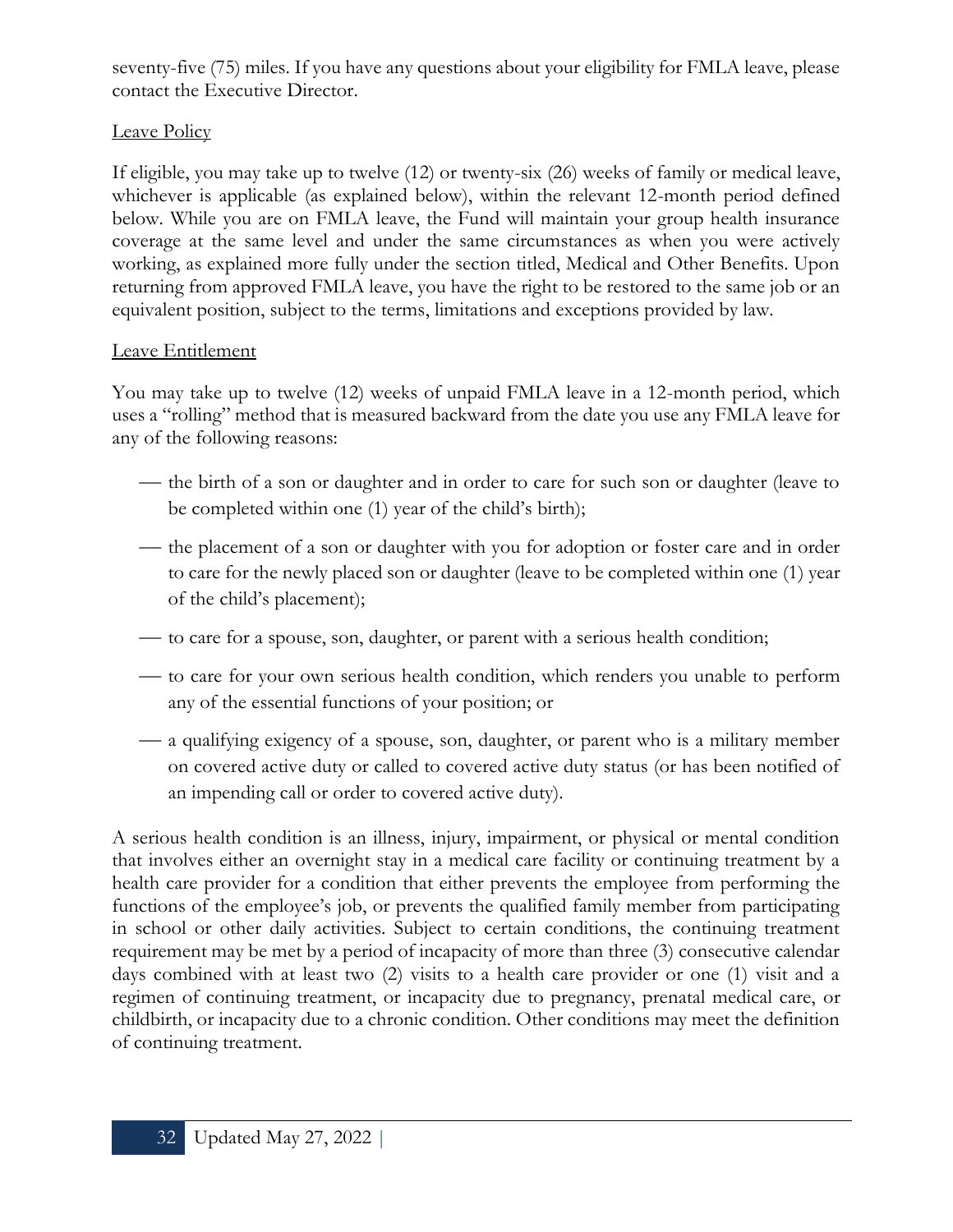seventy-five (75) miles. If you have any questions about your eligibility for FMLA leave, please contact the Executive Director.

Leave Policy

If eligible, you may take up to twelve (12) or twenty-six (26) weeks of family or medical leave, whichever is applicable (as explained below), within the relevant 12-month period defined below. While you are on FMLA leave, the Fund will maintain your group health insurance coverage at the same level and under the same circumstances as when you were actively working, as explained more fully under the section titled, Medical and Other Benefits. Upon returning from approved FMLA leave, you have the right to be restored to the same job or an equivalent position, subject to the terms, limitations and exceptions provided by law.

Leave Entitlement

You may take up to twelve (12) weeks of unpaid FMLA leave in a 12-month period, which uses a "rolling" method that is measured backward from the date you use any FMLA leave for any of the following reasons:

- the birth of a son or daughter and in order to care for such son or daughter (leave to be completed within one (1) year of the child's birth);
- the placement of a son or daughter with you for adoption or foster care and in order to care for the newly placed son or daughter (leave to be completed within one (1) year of the child's placement);
- to care for a spouse, son, daughter, or parent with a serious health condition;
- to care for your own serious health condition, which renders you unable to perform any of the essential functions of your position; or
- a qualifying exigency of a spouse, son, daughter, or parent who is a military member on covered active duty or called to covered active duty status (or has been notified of an impending call or order to covered active duty).

A serious health condition is an illness, injury, impairment, or physical or mental condition that involves either an overnight stay in a medical care facility or continuing treatment by a health care provider for a condition that either prevents the employee from performing the functions of the employee's job, or prevents the qualified family member from participating in school or other daily activities. Subject to certain conditions, the continuing treatment requirement may be met by a period of incapacity of more than three (3) consecutive calendar days combined with at least two (2) visits to a health care provider or one (1) visit and a regimen of continuing treatment, or incapacity due to pregnancy, prenatal medical care, or childbirth, or incapacity due to a chronic condition. Other conditions may meet the definition of continuing treatment.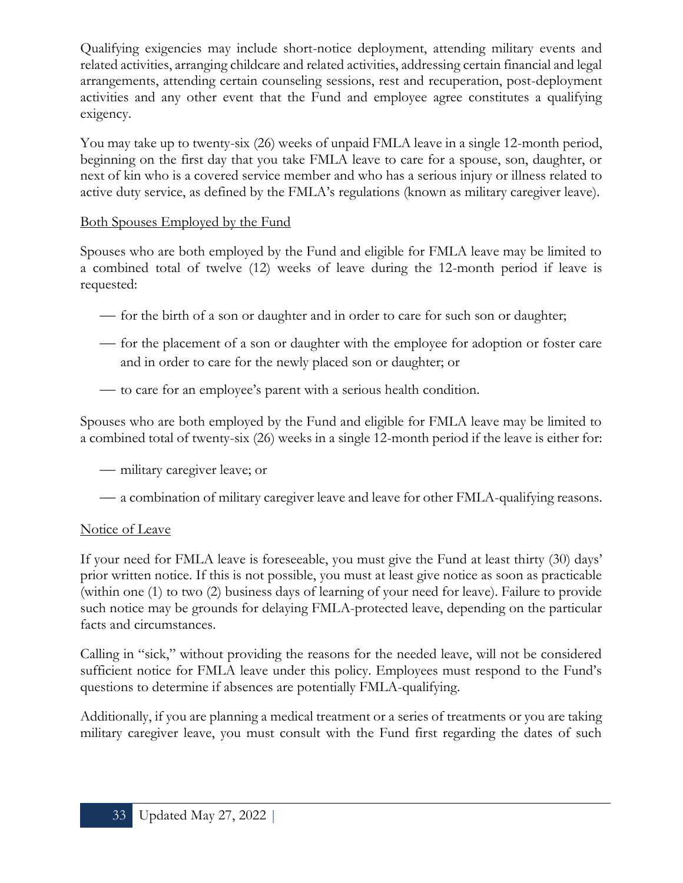Qualifying exigencies may include short-notice deployment, attending military events and related activities, arranging childcare and related activities, addressing certain financial and legal arrangements, attending certain counseling sessions, rest and recuperation, post-deployment activities and any other event that the Fund and employee agree constitutes a qualifying exigency.

You may take up to twenty-six (26) weeks of unpaid FMLA leave in a single 12-month period, beginning on the first day that you take FMLA leave to care for a spouse, son, daughter, or next of kin who is a covered service member and who has a serious injury or illness related to active duty service, as defined by the FMLA's regulations (known as military caregiver leave).

<u>Both Spouses Employed by the Fund</u>

Spouses who are both employed by the Fund and eligible for FMLA leave may be limited to a combined total of twelve (12) weeks of leave during the 12-month period if leave is requested:

- for the birth of a son or daughter and in order to care for such son or daughter;
- for the placement of a son or daughter with the employee for adoption or foster care and in order to care for the newly placed son or daughter; or
- to care for an employee's parent with a serious health condition.

Spouses who are both employed by the Fund and eligible for FMLA leave may be limited to a combined total of twenty-six (26) weeks in a single 12-month period if the leave is either for:

- military caregiver leave; or
- a combination of military caregiver leave and leave for other FMLA-qualifying reasons.

<u>Notice of Leave</u>

If your need for FMLA leave is foreseeable, you must give the Fund at least thirty (30) days' prior written notice. If this is not possible, you must at least give notice as soon as practicable (within one (1) to two (2) business days of learning of your need for leave). Failure to provide such notice may be grounds for delaying FMLA-protected leave, depending on the particular facts and circumstances.

Calling in "sick," without providing the reasons for the needed leave, will not be considered sufficient notice for FMLA leave under this policy. Employees must respond to the Fund's questions to determine if absences are potentially FMLA-qualifying.

Additionally, if you are planning a medical treatment or a series of treatments or you are taking military caregiver leave, you must consult with the Fund first regarding the dates of such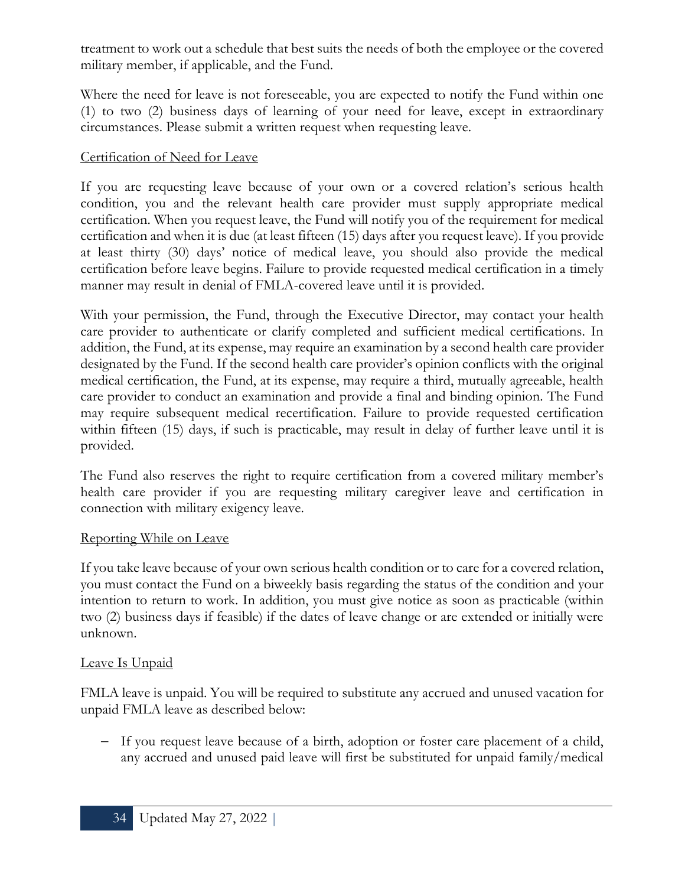treatment to work out a schedule that best suits the needs of both the employee or the covered military member, if applicable, and the Fund.

Where the need for leave is not foreseeable, you are expected to notify the Fund within one (1) to two (2) business days of learning of your need for leave, except in extraordinary circumstances. Please submit a written request when requesting leave.

Certification of Need for Leave

If you are requesting leave because of your own or a covered relation's serious health condition, you and the relevant health care provider must supply appropriate medical certification. When you request leave, the Fund will notify you of the requirement for medical certification and when it is due (at least fifteen (15) days after you request leave). If you provide at least thirty (30) days' notice of medical leave, you should also provide the medical certification before leave begins. Failure to provide requested medical certification in a timely manner may result in denial of FMLA-covered leave until it is provided.

With your permission, the Fund, through the Executive Director, may contact your health care provider to authenticate or clarify completed and sufficient medical certifications. In addition, the Fund, at its expense, may require an examination by a second health care provider designated by the Fund. If the second health care provider's opinion conflicts with the original medical certification, the Fund, at its expense, may require a third, mutually agreeable, health care provider to conduct an examination and provide a final and binding opinion. The Fund may require subsequent medical recertification. Failure to provide requested certification within fifteen (15) days, if such is practicable, may result in delay of further leave until it is provided.

The Fund also reserves the right to require certification from a covered military member's health care provider if you are requesting military caregiver leave and certification in connection with military exigency leave.

Reporting While on Leave

If you take leave because of your own serious health condition or to care for a covered relation, you must contact the Fund on a biweekly basis regarding the status of the condition and your intention to return to work. In addition, you must give notice as soon as practicable (within two (2) business days if feasible) if the dates of leave change or are extended or initially were unknown.

Leave Is Unpaid

FMLA leave is unpaid. You will be required to substitute any accrued and unused vacation for unpaid FMLA leave as described below:

- If you request leave because of a birth, adoption or foster care placement of a child, any accrued and unused paid leave will first be substituted for unpaid family/medical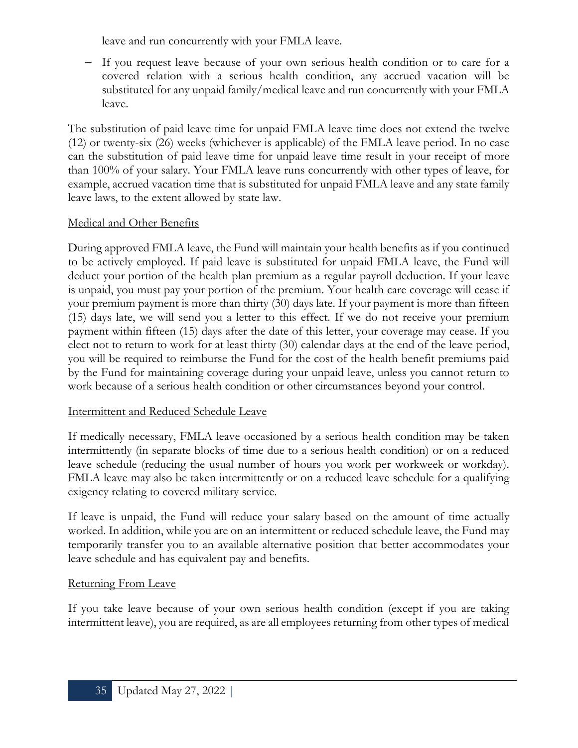leave and run concurrently with your FMLA leave.

- If you request leave because of your own serious health condition or to care for a covered relation with a serious health condition, any accrued vacation will be substituted for any unpaid family/medical leave and run concurrently with your FMLA leave.

The substitution of paid leave time for unpaid FMLA leave time does not extend the twelve (12) or twenty-six (26) weeks (whichever is applicable) of the FMLA leave period. In no case can the substitution of paid leave time for unpaid leave time result in your receipt of more than 100% of your salary. Your FMLA leave runs concurrently with other types of leave, for example, accrued vacation time that is substituted for unpaid FMLA leave and any state family leave laws, to the extent allowed by state law.

Medical and Other Benefits

During approved FMLA leave, the Fund will maintain your health benefits as if you continued to be actively employed. If paid leave is substituted for unpaid FMLA leave, the Fund will deduct your portion of the health plan premium as a regular payroll deduction. If your leave is unpaid, you must pay your portion of the premium. Your health care coverage will cease if your premium payment is more than thirty (30) days late. If your payment is more than fifteen (15) days late, we will send you a letter to this effect. If we do not receive your premium payment within fifteen (15) days after the date of this letter, your coverage may cease. If you elect not to return to work for at least thirty (30) calendar days at the end of the leave period, you will be required to reimburse the Fund for the cost of the health benefit premiums paid by the Fund for maintaining coverage during your unpaid leave, unless you cannot return to work because of a serious health condition or other circumstances beyond your control.

Intermittent and Reduced Schedule Leave

If medically necessary, FMLA leave occasioned by a serious health condition may be taken intermittently (in separate blocks of time due to a serious health condition) or on a reduced leave schedule (reducing the usual number of hours you work per workweek or workday). FMLA leave may also be taken intermittently or on a reduced leave schedule for a qualifying exigency relating to covered military service.

If leave is unpaid, the Fund will reduce your salary based on the amount of time actually worked. In addition, while you are on an intermittent or reduced schedule leave, the Fund may temporarily transfer you to an available alternative position that better accommodates your leave schedule and has equivalent pay and benefits.

Returning From Leave

If you take leave because of your own serious health condition (except if you are taking intermittent leave), you are required, as are all employees returning from other types of medical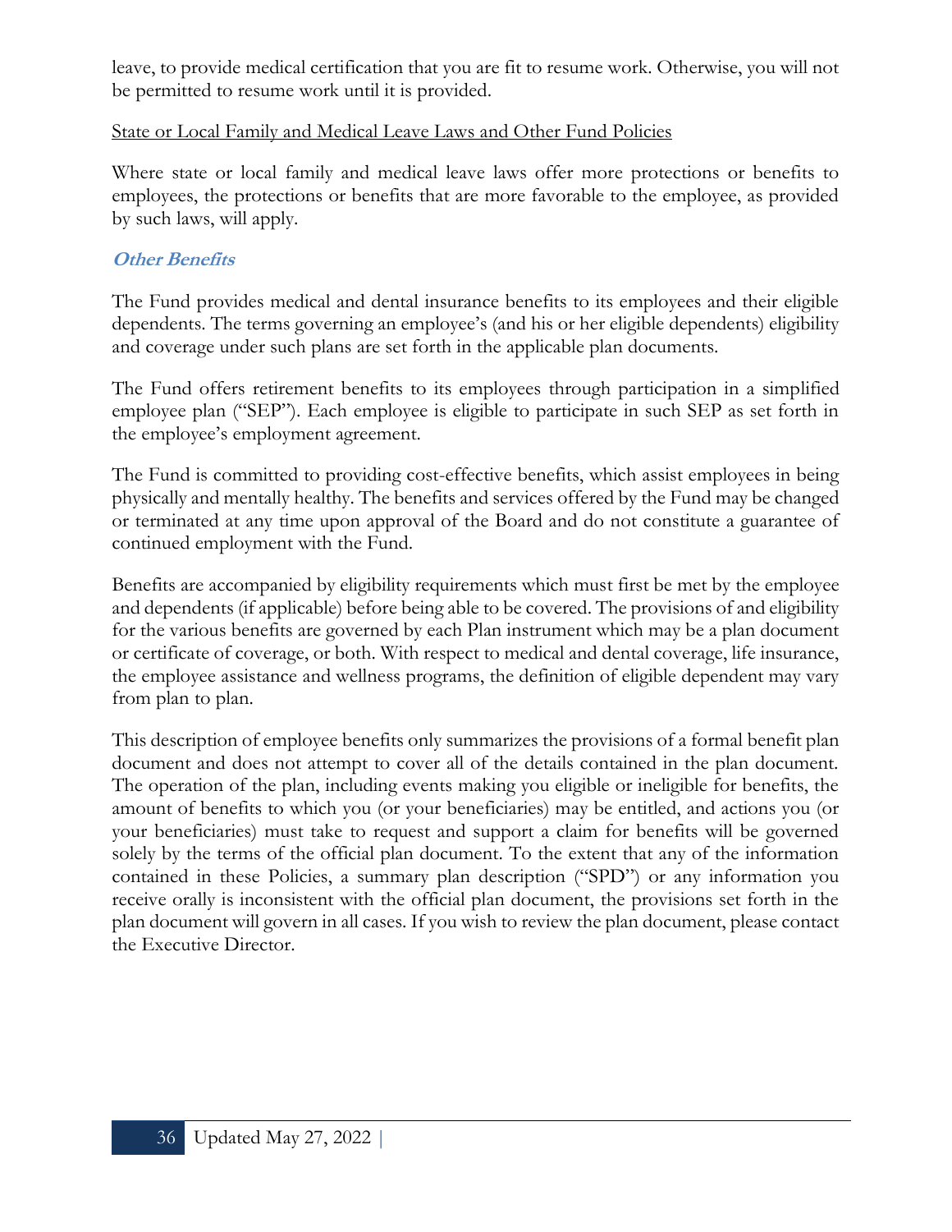leave, to provide medical certification that you are fit to resume work. Otherwise, you will not be permitted to resume work until it is provided.

State or Local Family and Medical Leave Laws and Other Fund Policies

Where state or local family and medical leave laws offer more protections or benefits to employees, the protections or benefits that are more favorable to the employee, as provided by such laws, will apply.

### *Other Benefits*

The Fund provides medical and dental insurance benefits to its employees and their eligible dependents. The terms governing an employee's (and his or her eligible dependents) eligibility and coverage under such plans are set forth in the applicable plan documents.

The Fund offers retirement benefits to its employees through participation in a simplified employee plan ("SEP"). Each employee is eligible to participate in such SEP as set forth in the employee's employment agreement.

The Fund is committed to providing cost-effective benefits, which assist employees in being physically and mentally healthy. The benefits and services offered by the Fund may be changed or terminated at any time upon approval of the Board and do not constitute a guarantee of continued employment with the Fund.

Benefits are accompanied by eligibility requirements which must first be met by the employee and dependents (if applicable) before being able to be covered. The provisions of and eligibility for the various benefits are governed by each Plan instrument which may be a plan document or certificate of coverage, or both. With respect to medical and dental coverage, life insurance, the employee assistance and wellness programs, the definition of eligible dependent may vary from plan to plan.

This description of employee benefits only summarizes the provisions of a formal benefit plan document and does not attempt to cover all of the details contained in the plan document. The operation of the plan, including events making you eligible or ineligible for benefits, the amount of benefits to which you (or your beneficiaries) may be entitled, and actions you (or your beneficiaries) must take to request and support a claim for benefits will be governed solely by the terms of the official plan document. To the extent that any of the information contained in these Policies, a summary plan description ("SPD") or any information you receive orally is inconsistent with the official plan document, the provisions set forth in the plan document will govern in all cases. If you wish to review the plan document, please contact the Executive Director.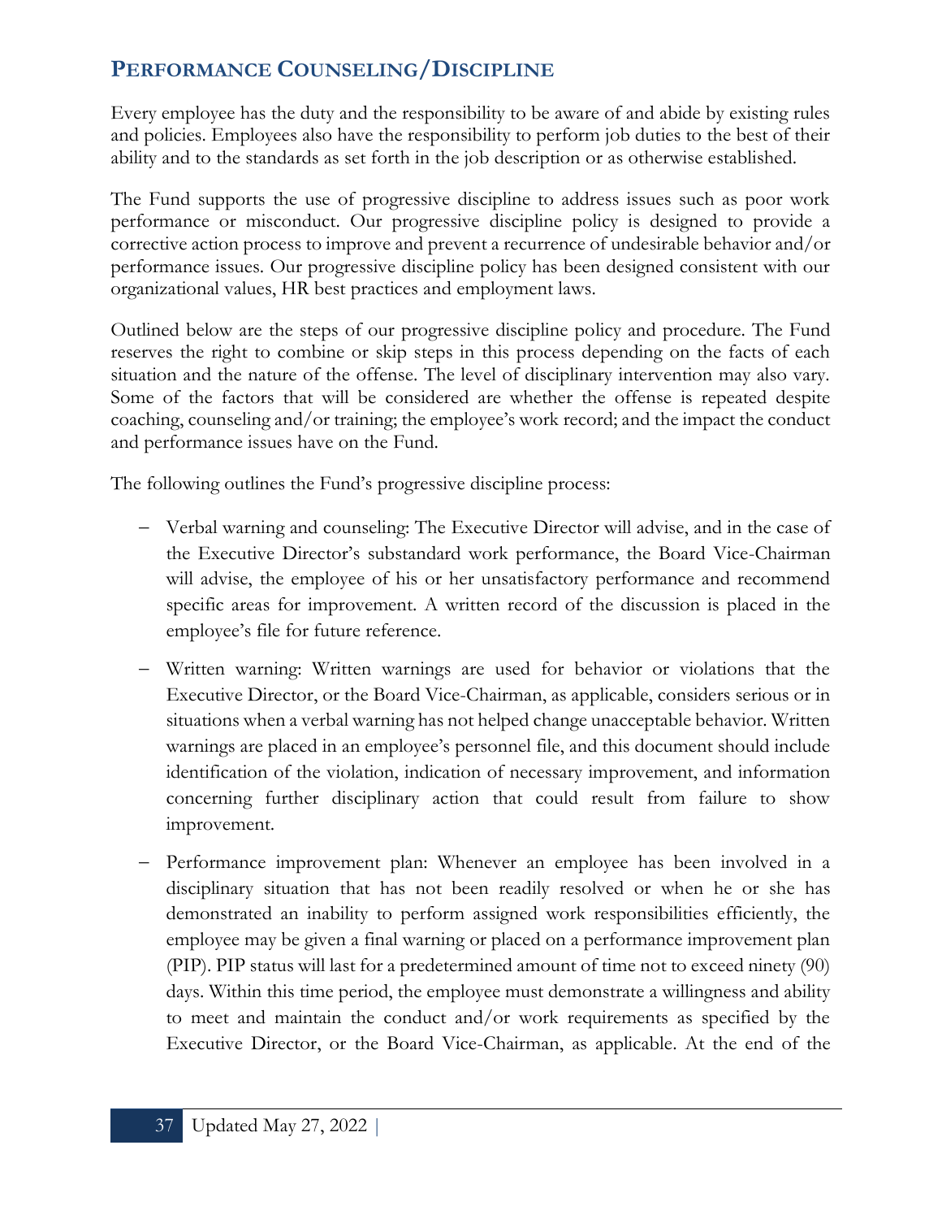## Performance Counseling/Discipline

Every employee has the duty and the responsibility to be aware of and abide by existing rules and policies. Employees also have the responsibility to perform job duties to the best of their ability and to the standards as set forth in the job description or as otherwise established.

The Fund supports the use of progressive discipline to address issues such as poor work performance or misconduct. Our progressive discipline policy is designed to provide a corrective action process to improve and prevent a recurrence of undesirable behavior and/or performance issues. Our progressive discipline policy has been designed consistent with our organizational values, HR best practices and employment laws.

Outlined below are the steps of our progressive discipline policy and procedure. The Fund reserves the right to combine or skip steps in this process depending on the facts of each situation and the nature of the offense. The level of disciplinary intervention may also vary. Some of the factors that will be considered are whether the offense is repeated despite coaching, counseling and/or training; the employee's work record; and the impact the conduct and performance issues have on the Fund.

The following outlines the Fund's progressive discipline process:

- Verbal warning and counseling: The Executive Director will advise, and in the case of the Executive Director's substandard work performance, the Board Vice-Chairman will advise, the employee of his or her unsatisfactory performance and recommend specific areas for improvement. A written record of the discussion is placed in the employee's file for future reference.
- Written warning: Written warnings are used for behavior or violations that the Executive Director, or the Board Vice-Chairman, as applicable, considers serious or in situations when a verbal warning has not helped change unacceptable behavior. Written warnings are placed in an employee's personnel file, and this document should include identification of the violation, indication of necessary improvement, and information concerning further disciplinary action that could result from failure to show improvement.
- Performance improvement plan: Whenever an employee has been involved in a disciplinary situation that has not been readily resolved or when he or she has demonstrated an inability to perform assigned work responsibilities efficiently, the employee may be given a final warning or placed on a performance improvement plan (PIP). PIP status will last for a predetermined amount of time not to exceed ninety (90) days. Within this time period, the employee must demonstrate a willingness and ability to meet and maintain the conduct and/or work requirements as specified by the Executive Director, or the Board Vice-Chairman, as applicable. At the end of the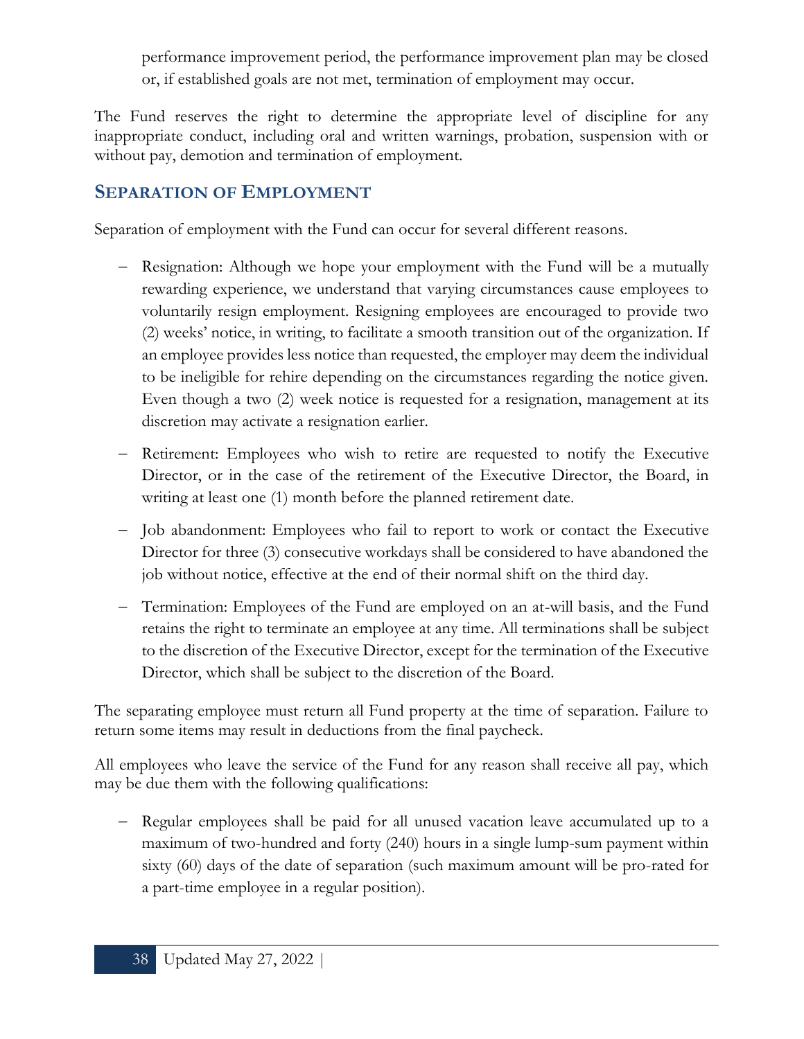performance improvement period, the performance improvement plan may be closed or, if established goals are not met, termination of employment may occur.

The Fund reserves the right to determine the appropriate level of discipline for any inappropriate conduct, including oral and written warnings, probation, suspension with or without pay, demotion and termination of employment.

## Separation of Employment

Separation of employment with the Fund can occur for several different reasons.

- Resignation: Although we hope your employment with the Fund will be a mutually rewarding experience, we understand that varying circumstances cause employees to voluntarily resign employment. Resigning employees are encouraged to provide two (2) weeks' notice, in writing, to facilitate a smooth transition out of the organization. If an employee provides less notice than requested, the employer may deem the individual to be ineligible for rehire depending on the circumstances regarding the notice given. Even though a two (2) week notice is requested for a resignation, management at its discretion may activate a resignation earlier.
- Retirement: Employees who wish to retire are requested to notify the Executive Director, or in the case of the retirement of the Executive Director, the Board, in writing at least one (1) month before the planned retirement date.
- Job abandonment: Employees who fail to report to work or contact the Executive Director for three (3) consecutive workdays shall be considered to have abandoned the job without notice, effective at the end of their normal shift on the third day.
- Termination: Employees of the Fund are employed on an at-will basis, and the Fund retains the right to terminate an employee at any time. All terminations shall be subject to the discretion of the Executive Director, except for the termination of the Executive Director, which shall be subject to the discretion of the Board.

The separating employee must return all Fund property at the time of separation. Failure to return some items may result in deductions from the final paycheck.

All employees who leave the service of the Fund for any reason shall receive all pay, which may be due them with the following qualifications:

- Regular employees shall be paid for all unused vacation leave accumulated up to a maximum of two-hundred and forty (240) hours in a single lump-sum payment within sixty (60) days of the date of separation (such maximum amount will be pro-rated for a part-time employee in a regular position).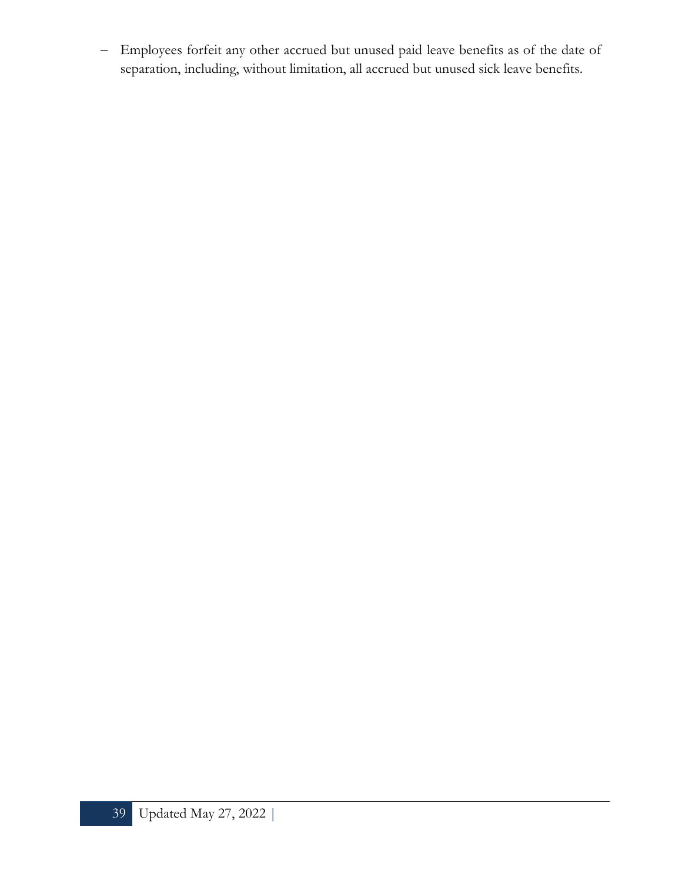- Employees forfeit any other accrued but unused paid leave benefits as of the date of separation, including, without limitation, all accrued but unused sick leave benefits.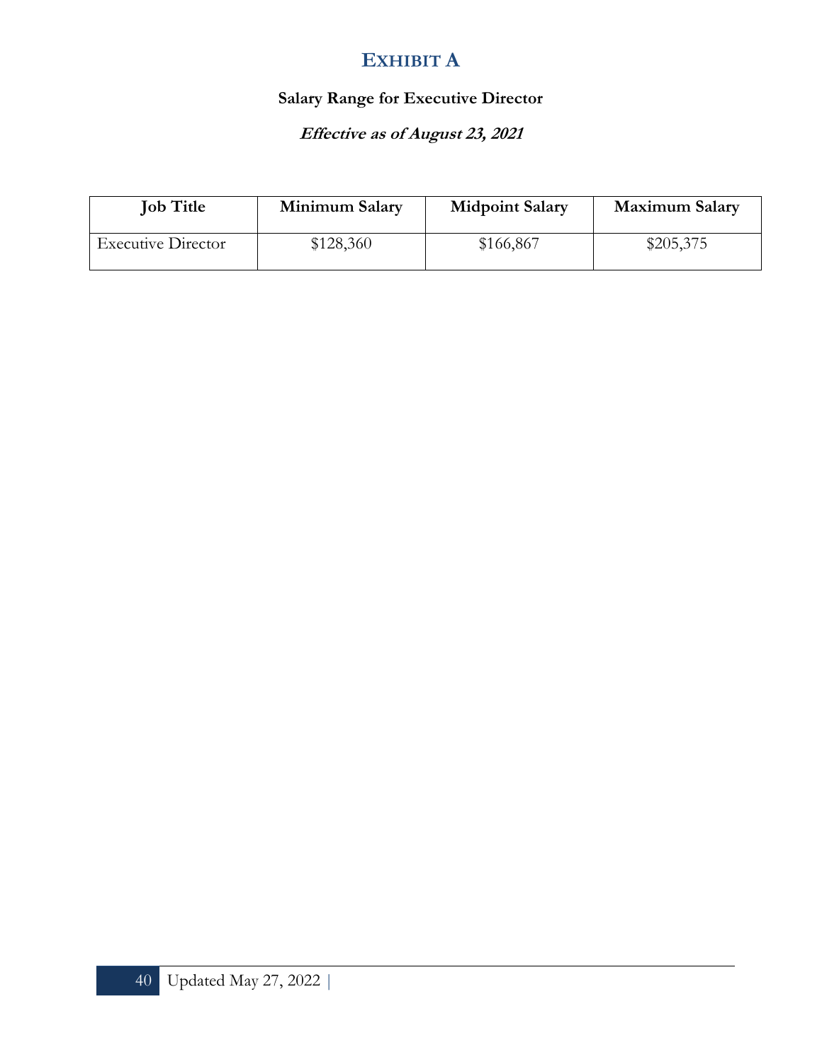# EXHIBIT A

**Salary Range for Executive Director**

***Effective as of August 23, 2021***

| Job Title | Minimum Salary | Midpoint Salary | Maximum Salary |
|---|---|---|---|
| Executive Director | $128,360 | $166,867 | $205,375 |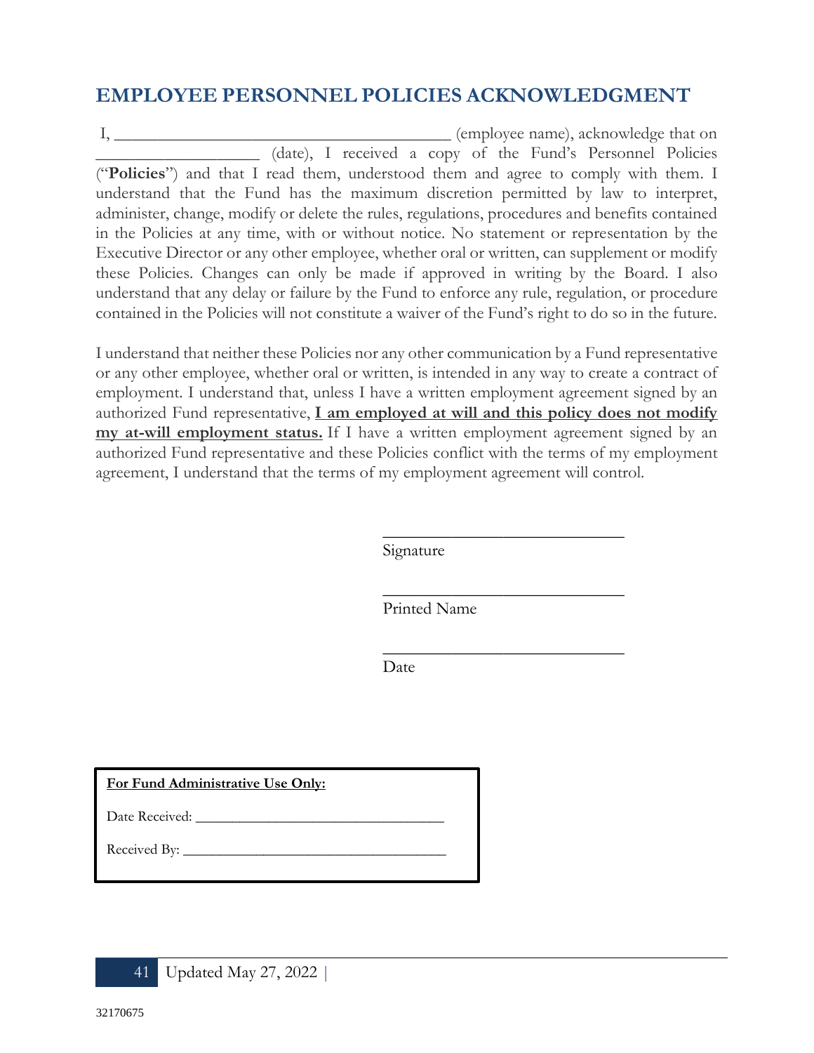# EMPLOYEE PERSONNEL POLICIES ACKNOWLEDGMENT

I, ________________________________________ (employee name), acknowledge that on ____________________ (date), I received a copy of the Fund's Personnel Policies ("**Policies**") and that I read them, understood them and agree to comply with them. I understand that the Fund has the maximum discretion permitted by law to interpret, administer, change, modify or delete the rules, regulations, procedures and benefits contained in the Policies at any time, with or without notice. No statement or representation by the Executive Director or any other employee, whether oral or written, can supplement or modify these Policies. Changes can only be made if approved in writing by the Board. I also understand that any delay or failure by the Fund to enforce any rule, regulation, or procedure contained in the Policies will not constitute a waiver of the Fund's right to do so in the future.

I understand that neither these Policies nor any other communication by a Fund representative or any other employee, whether oral or written, is intended in any way to create a contract of employment. I understand that, unless I have a written employment agreement signed by an authorized Fund representative, <u>**I am employed at will and this policy does not modify my at-will employment status.**</u> If I have a written employment agreement signed by an authorized Fund representative and these Policies conflict with the terms of my employment agreement, I understand that the terms of my employment agreement will control.

______________________________
Signature

______________________________
Printed Name

______________________________
Date

<u>**For Fund Administrative Use Only:**</u>

Date Received: ________________________________

Received By: __________________________________

32170675